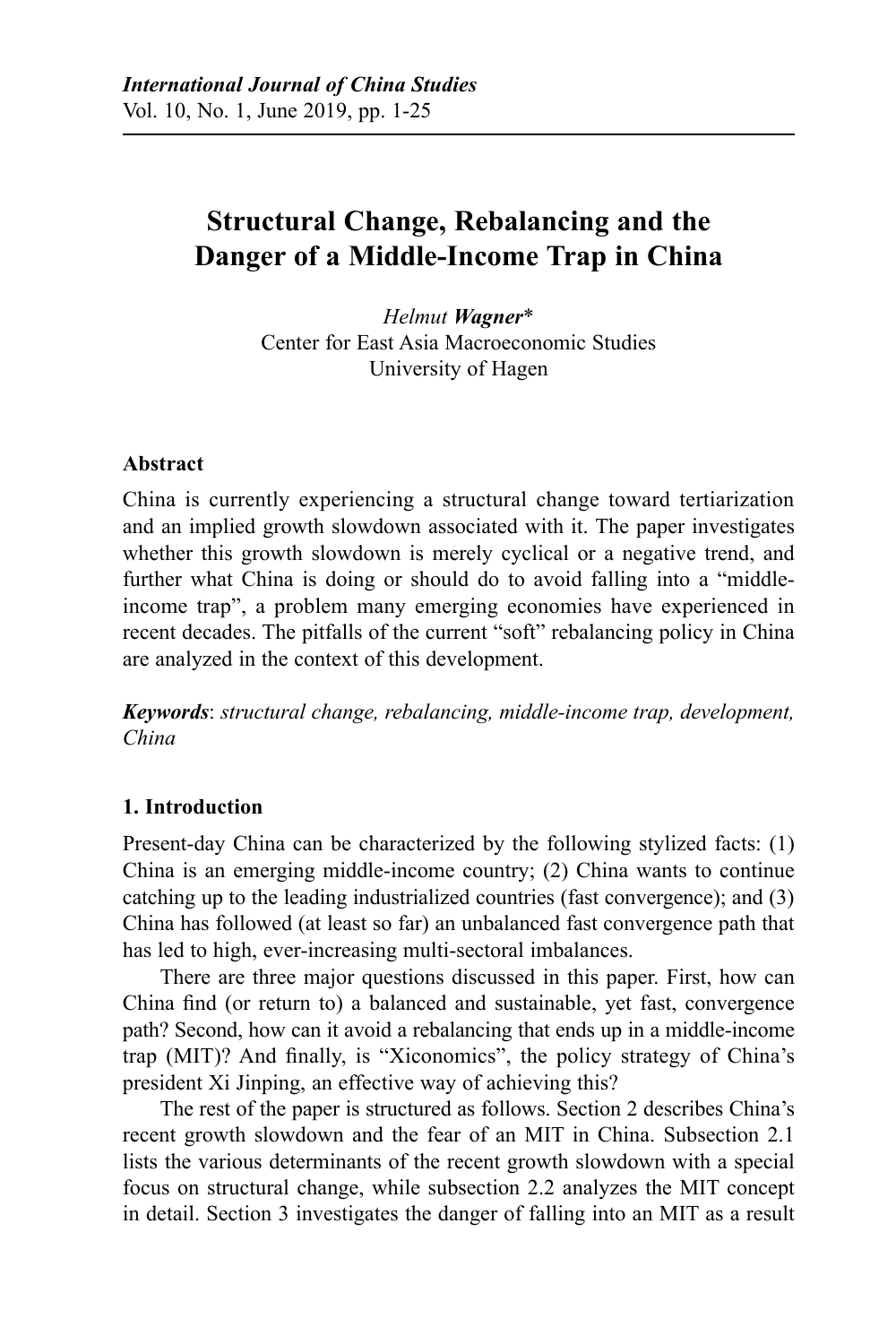# Structural Change, Rebalancing and the Danger of a Middle-Income Trap in China

*Helmut* ***Wagner****
Center for East Asia Macroeconomic Studies
University of Hagen

### Abstract

China is currently experiencing a structural change toward tertiarization and an implied growth slowdown associated with it. The paper investigates whether this growth slowdown is merely cyclical or a negative trend, and further what China is doing or should do to avoid falling into a "middle-income trap", a problem many emerging economies have experienced in recent decades. The pitfalls of the current "soft" rebalancing policy in China are analyzed in the context of this development.

***Keywords***: *structural change, rebalancing, middle-income trap, development, China*

## 1. Introduction

Present-day China can be characterized by the following stylized facts: (1) China is an emerging middle-income country; (2) China wants to continue catching up to the leading industrialized countries (fast convergence); and (3) China has followed (at least so far) an unbalanced fast convergence path that has led to high, ever-increasing multi-sectoral imbalances.

There are three major questions discussed in this paper. First, how can China find (or return to) a balanced and sustainable, yet fast, convergence path? Second, how can it avoid a rebalancing that ends up in a middle-income trap (MIT)? And finally, is "Xiconomics", the policy strategy of China's president Xi Jinping, an effective way of achieving this?

The rest of the paper is structured as follows. Section 2 describes China's recent growth slowdown and the fear of an MIT in China. Subsection 2.1 lists the various determinants of the recent growth slowdown with a special focus on structural change, while subsection 2.2 analyzes the MIT concept in detail. Section 3 investigates the danger of falling into an MIT as a result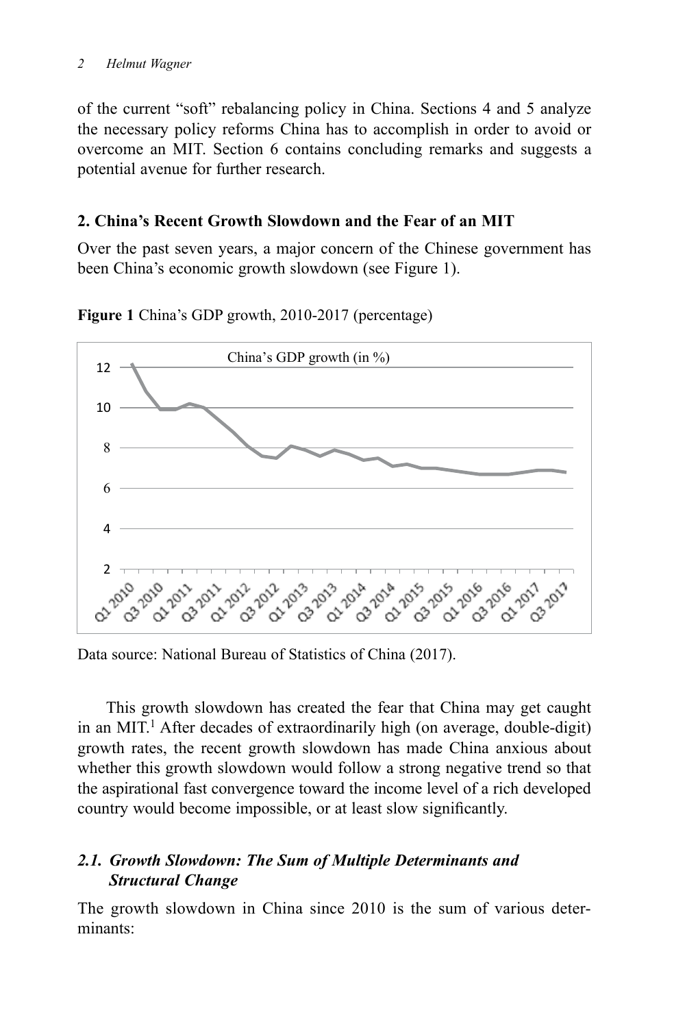of the current "soft" rebalancing policy in China. Sections 4 and 5 analyze the necessary policy reforms China has to accomplish in order to avoid or overcome an MIT. Section 6 contains concluding remarks and suggests a potential avenue for further research.

## 2. China's Recent Growth Slowdown and the Fear of an MIT

Over the past seven years, a major concern of the Chinese government has been China's economic growth slowdown (see Figure 1).

**Figure 1** China's GDP growth, 2010-2017 (percentage)

China's GDP growth (in %)

12
10
8
6
4
2

Q1 2010
Q3 2010
Q1 2011
Q3 2011
Q1 2012
Q3 2012
Q1 2013
Q3 2013
Q1 2014
Q3 2014
Q1 2015
Q3 2015
Q1 2016
Q3 2016
Q1 2017
Q3 2017

Data source: National Bureau of Statistics of China (2017).

This growth slowdown has created the fear that China may get caught in an MIT.[1] After decades of extraordinarily high (on average, double-digit) growth rates, the recent growth slowdown has made China anxious about whether this growth slowdown would follow a strong negative trend so that the aspirational fast convergence toward the income level of a rich developed country would become impossible, or at least slow significantly.

### *2.1. Growth Slowdown: The Sum of Multiple Determinants and Structural Change*

The growth slowdown in China since 2010 is the sum of various determinants: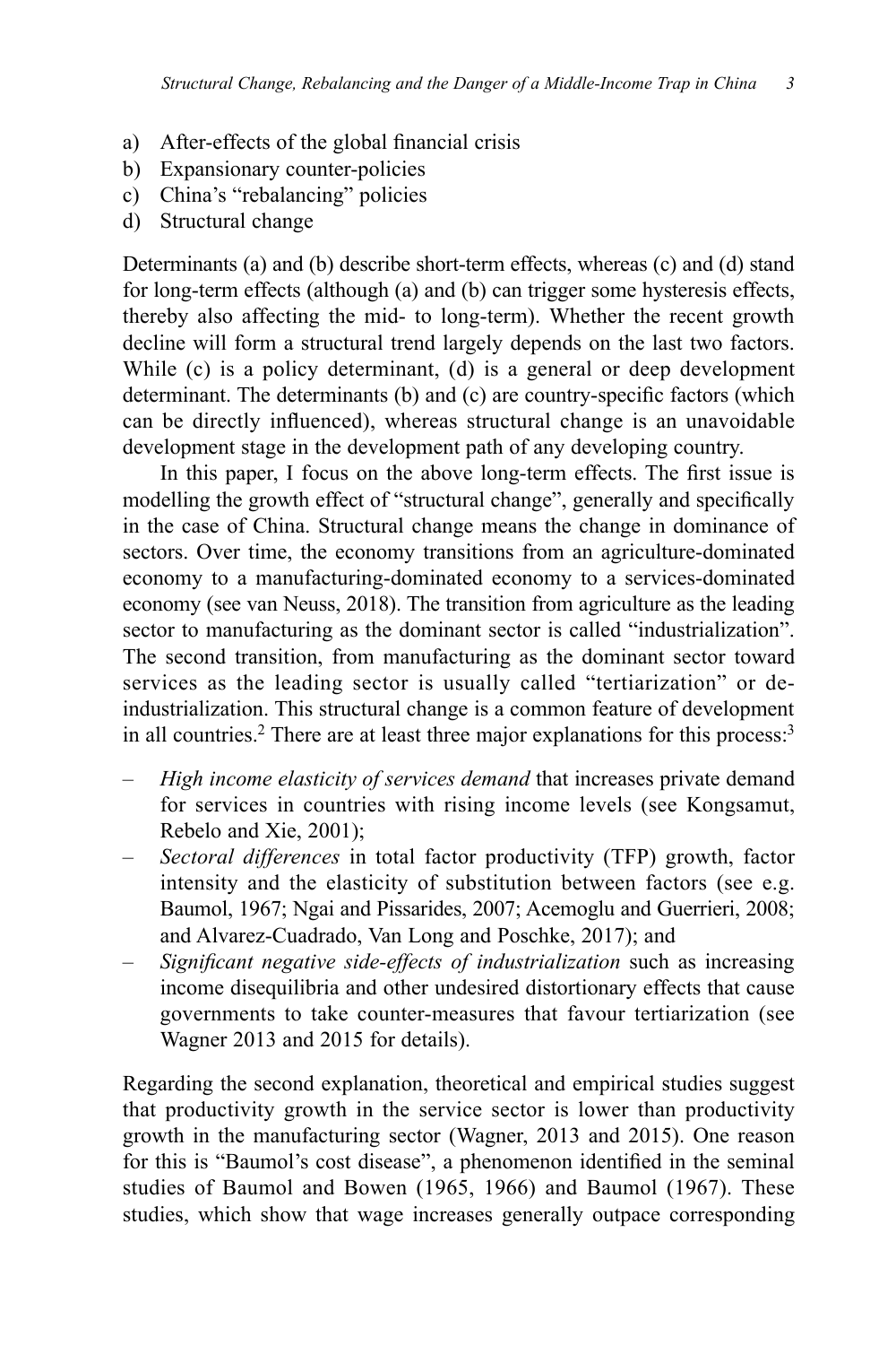a) After-effects of the global financial crisis
b) Expansionary counter-policies
c) China's "rebalancing" policies
d) Structural change

Determinants (a) and (b) describe short-term effects, whereas (c) and (d) stand for long-term effects (although (a) and (b) can trigger some hysteresis effects, thereby also affecting the mid- to long-term). Whether the recent growth decline will form a structural trend largely depends on the last two factors. While (c) is a policy determinant, (d) is a general or deep development determinant. The determinants (b) and (c) are country-specific factors (which can be directly influenced), whereas structural change is an unavoidable development stage in the development path of any developing country.

In this paper, I focus on the above long-term effects. The first issue is modelling the growth effect of "structural change", generally and specifically in the case of China. Structural change means the change in dominance of sectors. Over time, the economy transitions from an agriculture-dominated economy to a manufacturing-dominated economy to a services-dominated economy (see van Neuss, 2018). The transition from agriculture as the leading sector to manufacturing as the dominant sector is called "industrialization". The second transition, from manufacturing as the dominant sector toward services as the leading sector is usually called "tertiarization" or de-industrialization. This structural change is a common feature of development in all countries.[2] There are at least three major explanations for this process:[3]

- *High income elasticity of services demand* that increases private demand for services in countries with rising income levels (see Kongsamut, Rebelo and Xie, 2001);
- *Sectoral differences* in total factor productivity (TFP) growth, factor intensity and the elasticity of substitution between factors (see e.g. Baumol, 1967; Ngai and Pissarides, 2007; Acemoglu and Guerrieri, 2008; and Alvarez-Cuadrado, Van Long and Poschke, 2017); and
- *Significant negative side-effects of industrialization* such as increasing income disequilibria and other undesired distortionary effects that cause governments to take counter-measures that favour tertiarization (see Wagner 2013 and 2015 for details).

Regarding the second explanation, theoretical and empirical studies suggest that productivity growth in the service sector is lower than productivity growth in the manufacturing sector (Wagner, 2013 and 2015). One reason for this is "Baumol's cost disease", a phenomenon identified in the seminal studies of Baumol and Bowen (1965, 1966) and Baumol (1967). These studies, which show that wage increases generally outpace corresponding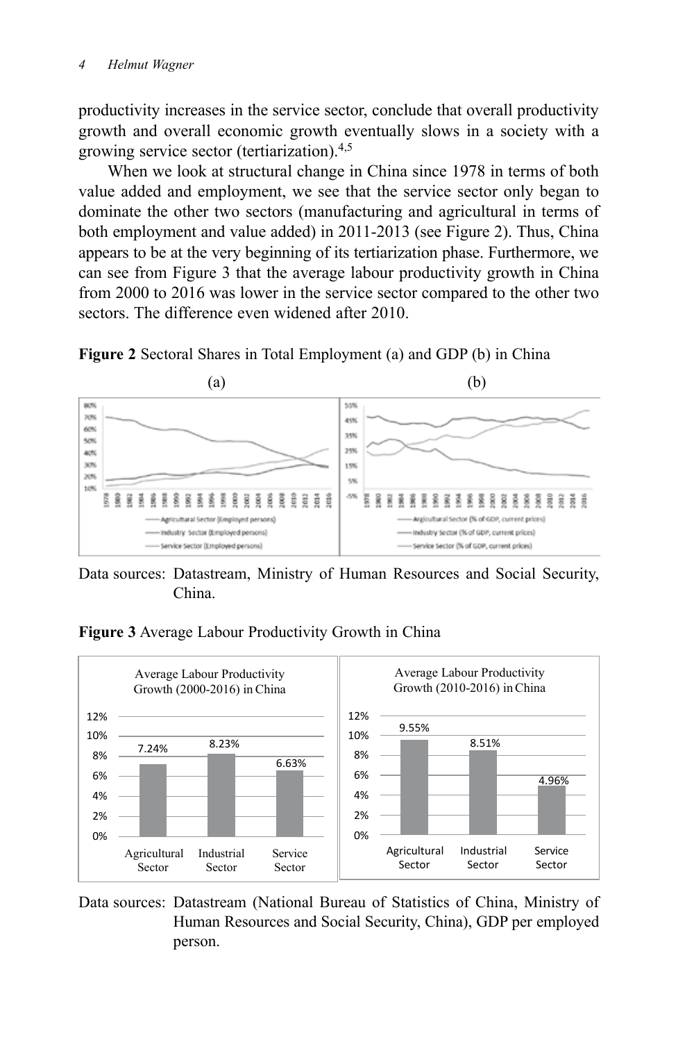productivity increases in the service sector, conclude that overall productivity growth and overall economic growth eventually slows in a society with a growing service sector (tertiarization).[4,5]

When we look at structural change in China since 1978 in terms of both value added and employment, we see that the service sector only began to dominate the other two sectors (manufacturing and agricultural in terms of both employment and value added) in 2011-2013 (see Figure 2). Thus, China appears to be at the very beginning of its tertiarization phase. Furthermore, we can see from Figure 3 that the average labour productivity growth in China from 2000 to 2016 was lower in the service sector compared to the other two sectors. The difference even widened after 2010.

**Figure 2** Sectoral Shares in Total Employment (a) and GDP (b) in China

(a)

80%
70%
60%
50%
40%
30%
20%
10%

1978 1980 1982 1984 1986 1988 1990 1992 1994 1996 1998 2000 2002 2004 2006 2008 2010 2012 2014 2016

Agricultural Sector (Employed persons)
Industry Sector (Employed persons)
Service Sector (Employed persons)

(b)

55%
45%
35%
25%
15%
5%
-5%

1978 1980 1982 1984 1986 1988 1990 1992 1994 1996 1998 2000 2002 2004 2006 2008 2010 2012 2014 2016

Argicultural Sector (% of GDP, current prices)
Industry Sector (% of GDP, current prices)
Service Sector (% of GDP, current prices)

Data sources: Datastream, Ministry of Human Resources and Social Security, China.

**Figure 3** Average Labour Productivity Growth in China

Average Labour Productivity Growth (2000-2016) in China

12%
10%
8%
6%
4%
2%
0%

7.24%
8.23%
6.63%

Agricultural Sector
Industrial Sector
Service Sector

Average Labour Productivity Growth (2010-2016) in China

12%
10%
8%
6%
4%
2%
0%

9.55%
8.51%
4.96%

Agricultural Sector
Industrial Sector
Service Sector

Data sources: Datastream (National Bureau of Statistics of China, Ministry of Human Resources and Social Security, China), GDP per employed person.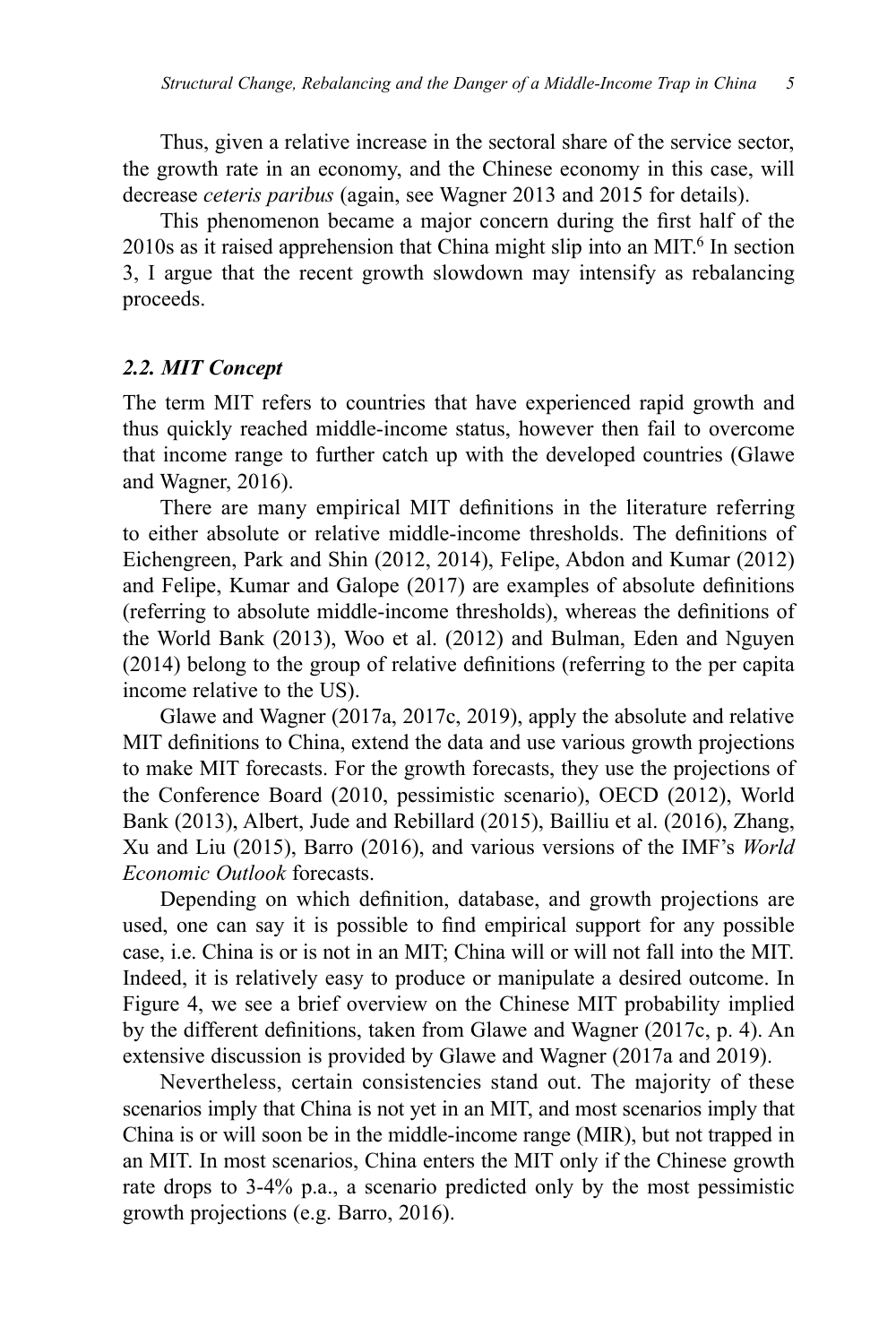Thus, given a relative increase in the sectoral share of the service sector, the growth rate in an economy, and the Chinese economy in this case, will decrease *ceteris paribus* (again, see Wagner 2013 and 2015 for details).

This phenomenon became a major concern during the first half of the 2010s as it raised apprehension that China might slip into an MIT.[6] In section 3, I argue that the recent growth slowdown may intensify as rebalancing proceeds.

### *2.2. MIT Concept*

The term MIT refers to countries that have experienced rapid growth and thus quickly reached middle-income status, however then fail to overcome that income range to further catch up with the developed countries (Glawe and Wagner, 2016).

There are many empirical MIT definitions in the literature referring to either absolute or relative middle-income thresholds. The definitions of Eichengreen, Park and Shin (2012, 2014), Felipe, Abdon and Kumar (2012) and Felipe, Kumar and Galope (2017) are examples of absolute definitions (referring to absolute middle-income thresholds), whereas the definitions of the World Bank (2013), Woo et al. (2012) and Bulman, Eden and Nguyen (2014) belong to the group of relative definitions (referring to the per capita income relative to the US).

Glawe and Wagner (2017a, 2017c, 2019), apply the absolute and relative MIT definitions to China, extend the data and use various growth projections to make MIT forecasts. For the growth forecasts, they use the projections of the Conference Board (2010, pessimistic scenario), OECD (2012), World Bank (2013), Albert, Jude and Rebillard (2015), Bailliu et al. (2016), Zhang, Xu and Liu (2015), Barro (2016), and various versions of the IMF's *World Economic Outlook* forecasts.

Depending on which definition, database, and growth projections are used, one can say it is possible to find empirical support for any possible case, i.e. China is or is not in an MIT; China will or will not fall into the MIT. Indeed, it is relatively easy to produce or manipulate a desired outcome. In Figure 4, we see a brief overview on the Chinese MIT probability implied by the different definitions, taken from Glawe and Wagner (2017c, p. 4). An extensive discussion is provided by Glawe and Wagner (2017a and 2019).

Nevertheless, certain consistencies stand out. The majority of these scenarios imply that China is not yet in an MIT, and most scenarios imply that China is or will soon be in the middle-income range (MIR), but not trapped in an MIT. In most scenarios, China enters the MIT only if the Chinese growth rate drops to 3-4% p.a., a scenario predicted only by the most pessimistic growth projections (e.g. Barro, 2016).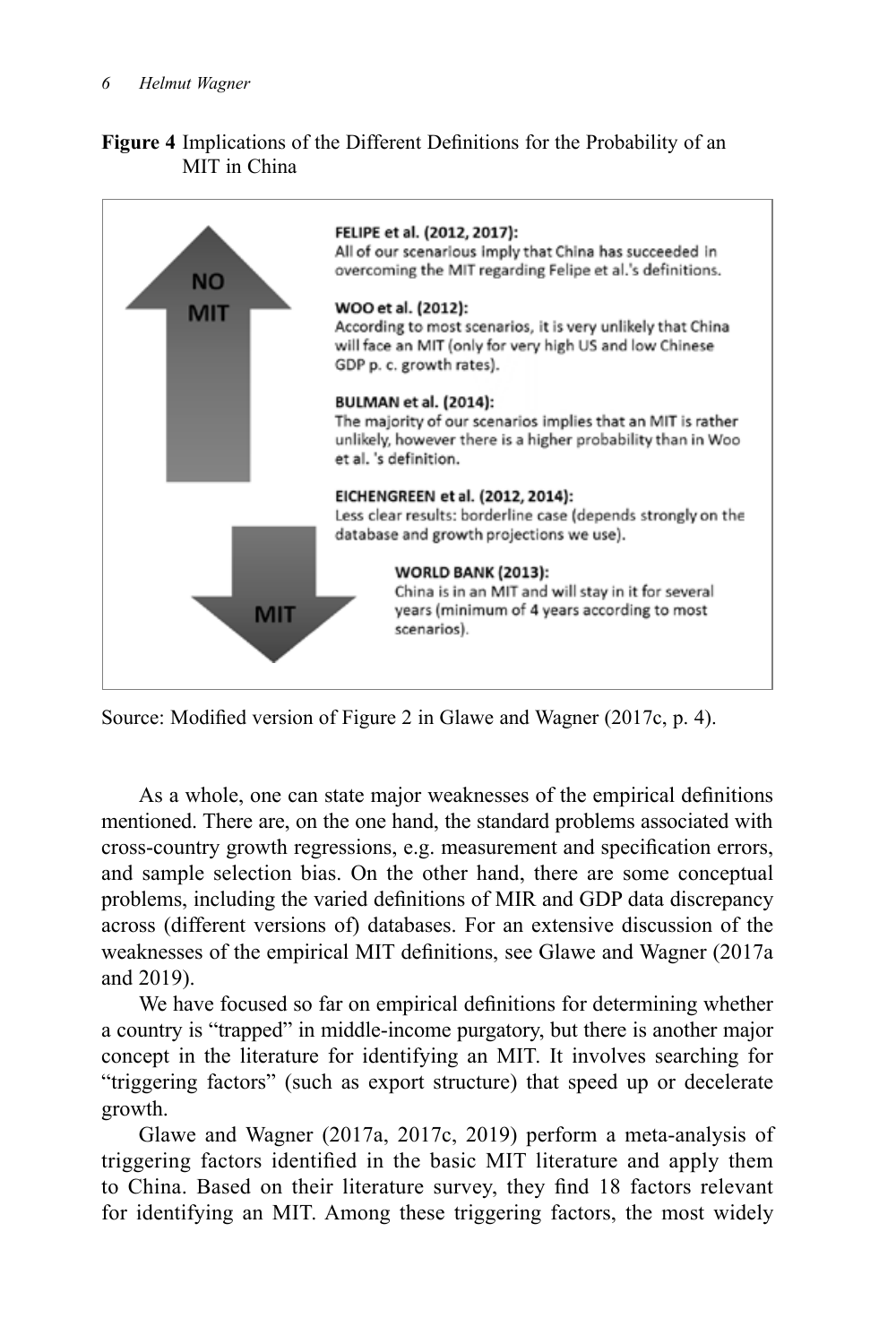**Figure 4** Implications of the Different Definitions for the Probability of an MIT in China

NO MIT

MIT

FELIPE et al. (2012, 2017):
All of our scenarious imply that China has succeeded in overcoming the MIT regarding Felipe et al.'s definitions.

WOO et al. (2012):
According to most scenarios, it is very unlikely that China will face an MIT (only for very high US and low Chinese GDP p. c. growth rates).

BULMAN et al. (2014):
The majority of our scenarios implies that an MIT is rather unlikely, however there is a higher probability than in Woo et al. 's definition.

EICHENGREEN et al. (2012, 2014):
Less clear results: borderline case (depends strongly on the database and growth projections we use).

WORLD BANK (2013):
China is in an MIT and will stay in it for several years (minimum of 4 years according to most scenarios).

Source: Modified version of Figure 2 in Glawe and Wagner (2017c, p. 4).

As a whole, one can state major weaknesses of the empirical definitions mentioned. There are, on the one hand, the standard problems associated with cross-country growth regressions, e.g. measurement and specification errors, and sample selection bias. On the other hand, there are some conceptual problems, including the varied definitions of MIR and GDP data discrepancy across (different versions of) databases. For an extensive discussion of the weaknesses of the empirical MIT definitions, see Glawe and Wagner (2017a and 2019).

We have focused so far on empirical definitions for determining whether a country is "trapped" in middle-income purgatory, but there is another major concept in the literature for identifying an MIT. It involves searching for "triggering factors" (such as export structure) that speed up or decelerate growth.

Glawe and Wagner (2017a, 2017c, 2019) perform a meta-analysis of triggering factors identified in the basic MIT literature and apply them to China. Based on their literature survey, they find 18 factors relevant for identifying an MIT. Among these triggering factors, the most widely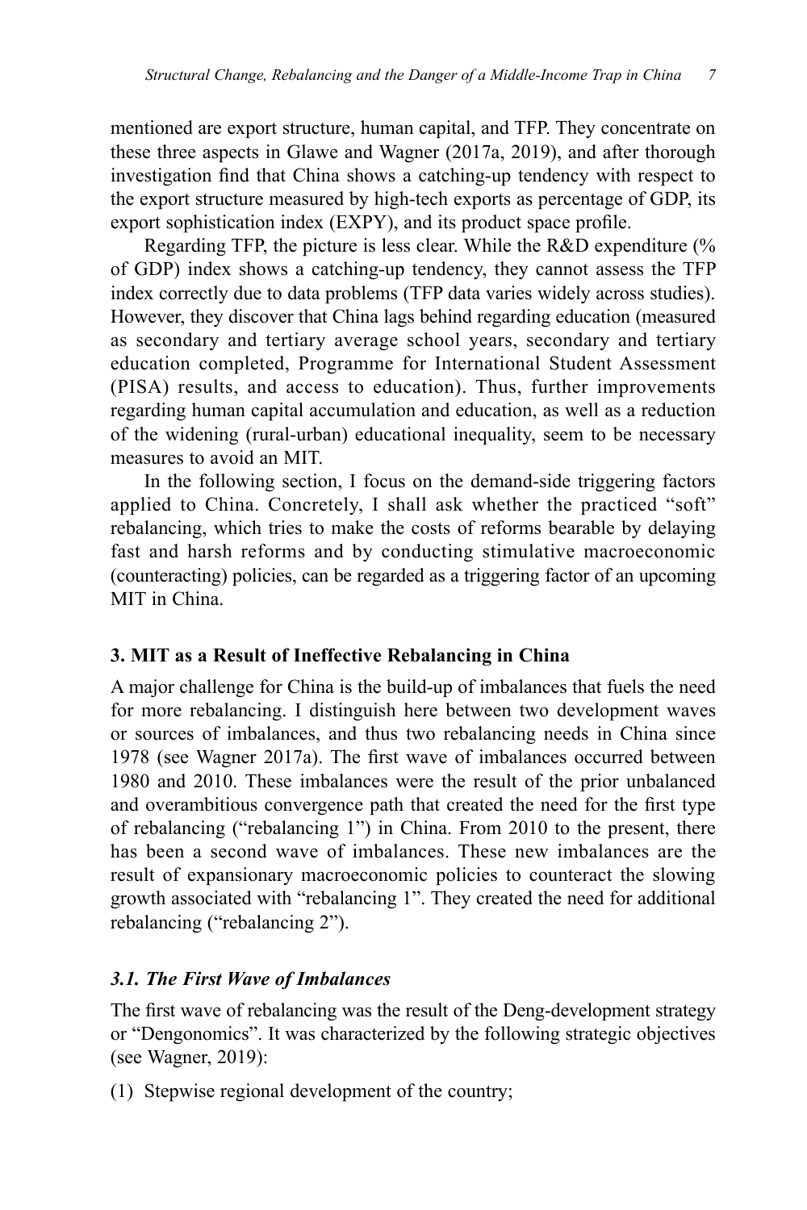mentioned are export structure, human capital, and TFP. They concentrate on these three aspects in Glawe and Wagner (2017a, 2019), and after thorough investigation find that China shows a catching-up tendency with respect to the export structure measured by high-tech exports as percentage of GDP, its export sophistication index (EXPY), and its product space profile.

Regarding TFP, the picture is less clear. While the R&D expenditure (% of GDP) index shows a catching-up tendency, they cannot assess the TFP index correctly due to data problems (TFP data varies widely across studies). However, they discover that China lags behind regarding education (measured as secondary and tertiary average school years, secondary and tertiary education completed, Programme for International Student Assessment (PISA) results, and access to education). Thus, further improvements regarding human capital accumulation and education, as well as a reduction of the widening (rural-urban) educational inequality, seem to be necessary measures to avoid an MIT.

In the following section, I focus on the demand-side triggering factors applied to China. Concretely, I shall ask whether the practiced "soft" rebalancing, which tries to make the costs of reforms bearable by delaying fast and harsh reforms and by conducting stimulative macroeconomic (counteracting) policies, can be regarded as a triggering factor of an upcoming MIT in China.

## 3. MIT as a Result of Ineffective Rebalancing in China

A major challenge for China is the build-up of imbalances that fuels the need for more rebalancing. I distinguish here between two development waves or sources of imbalances, and thus two rebalancing needs in China since 1978 (see Wagner 2017a). The first wave of imbalances occurred between 1980 and 2010. These imbalances were the result of the prior unbalanced and overambitious convergence path that created the need for the first type of rebalancing ("rebalancing 1") in China. From 2010 to the present, there has been a second wave of imbalances. These new imbalances are the result of expansionary macroeconomic policies to counteract the slowing growth associated with "rebalancing 1". They created the need for additional rebalancing ("rebalancing 2").

### *3.1. The First Wave of Imbalances*

The first wave of rebalancing was the result of the Deng-development strategy or "Dengonomics". It was characterized by the following strategic objectives (see Wagner, 2019):

(1) Stepwise regional development of the country;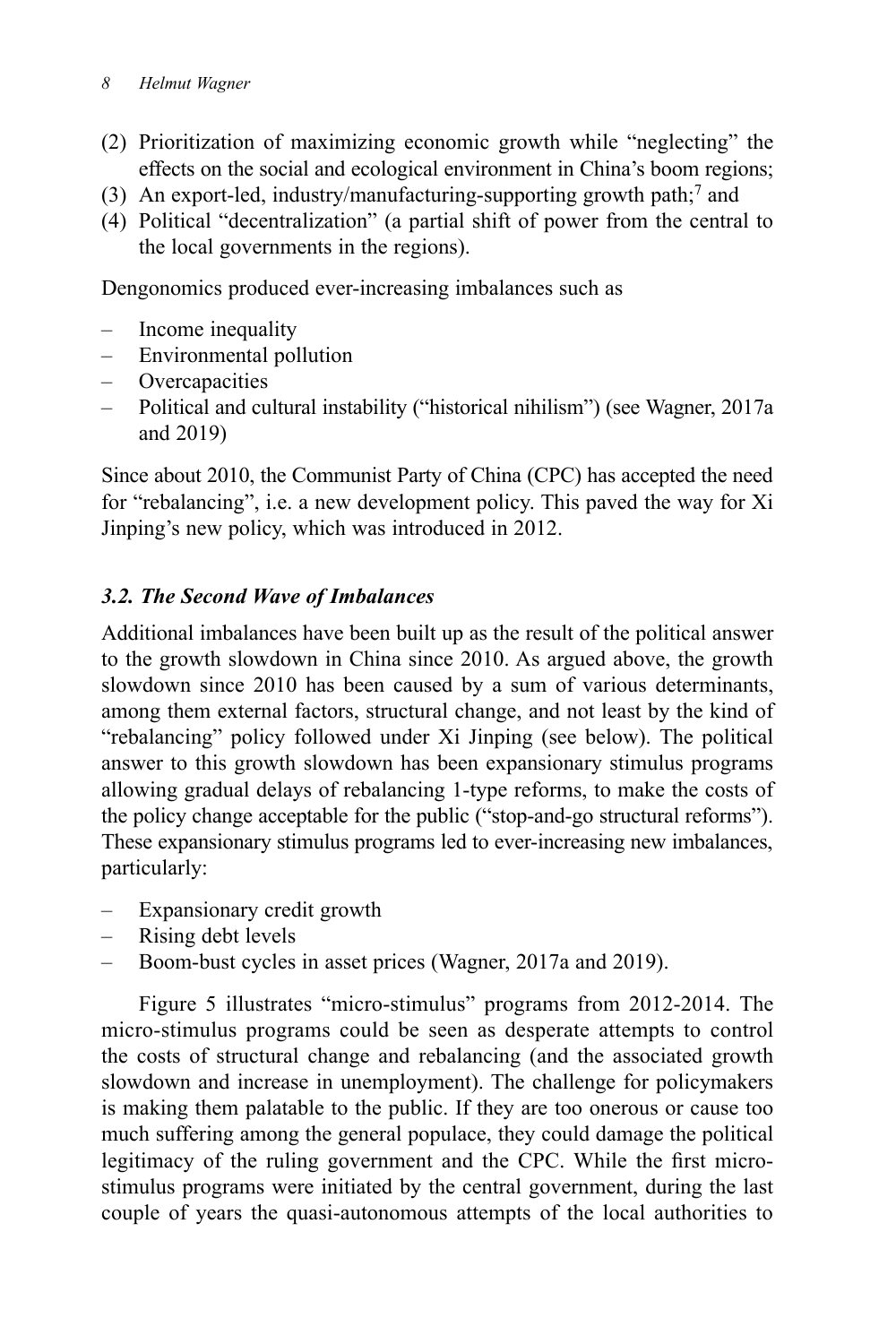(2) Prioritization of maximizing economic growth while "neglecting" the effects on the social and ecological environment in China's boom regions;
(3) An export-led, industry/manufacturing-supporting growth path;[7] and
(4) Political "decentralization" (a partial shift of power from the central to the local governments in the regions).

Dengonomics produced ever-increasing imbalances such as

- Income inequality
- Environmental pollution
- Overcapacities
- Political and cultural instability ("historical nihilism") (see Wagner, 2017a and 2019)

Since about 2010, the Communist Party of China (CPC) has accepted the need for "rebalancing", i.e. a new development policy. This paved the way for Xi Jinping's new policy, which was introduced in 2012.

### *3.2. The Second Wave of Imbalances*

Additional imbalances have been built up as the result of the political answer to the growth slowdown in China since 2010. As argued above, the growth slowdown since 2010 has been caused by a sum of various determinants, among them external factors, structural change, and not least by the kind of "rebalancing" policy followed under Xi Jinping (see below). The political answer to this growth slowdown has been expansionary stimulus programs allowing gradual delays of rebalancing 1-type reforms, to make the costs of the policy change acceptable for the public ("stop-and-go structural reforms"). These expansionary stimulus programs led to ever-increasing new imbalances, particularly:

- Expansionary credit growth
- Rising debt levels
- Boom-bust cycles in asset prices (Wagner, 2017a and 2019).

Figure 5 illustrates "micro-stimulus" programs from 2012-2014. The micro-stimulus programs could be seen as desperate attempts to control the costs of structural change and rebalancing (and the associated growth slowdown and increase in unemployment). The challenge for policymakers is making them palatable to the public. If they are too onerous or cause too much suffering among the general populace, they could damage the political legitimacy of the ruling government and the CPC. While the first micro-stimulus programs were initiated by the central government, during the last couple of years the quasi-autonomous attempts of the local authorities to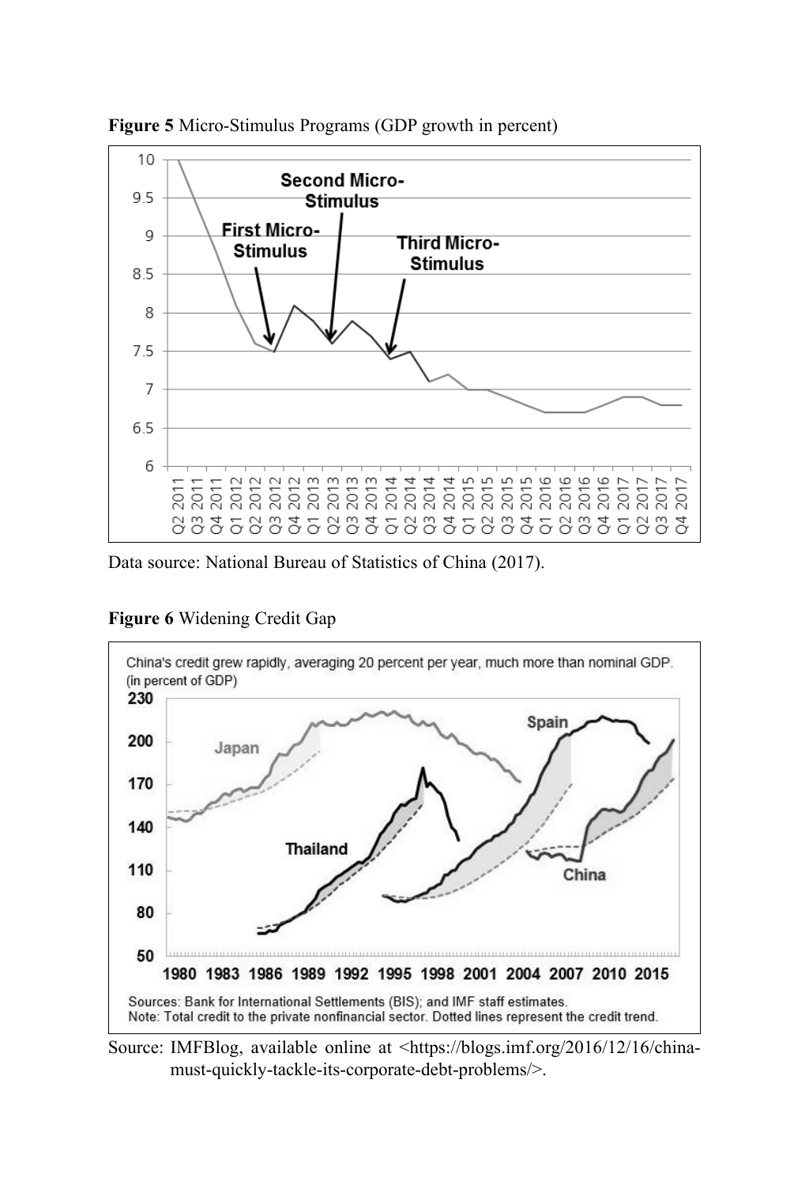**Figure 5** Micro-Stimulus Programs (GDP growth in percent)

10
9.5
9
8.5
8
7.5
7
6.5
6

Second Micro-Stimulus
First Micro-Stimulus
Third Micro-Stimulus

Q2 2011 Q3 2011 Q4 2011 Q1 2012 Q2 2012 Q3 2012 Q4 2012 Q1 2013 Q2 2013 Q3 2013 Q4 2013 Q1 2014 Q2 2014 Q3 2014 Q4 2014 Q1 2015 Q2 2015 Q3 2015 Q4 2015 Q1 2016 Q2 2016 Q3 2016 Q4 2016 Q1 2017 Q2 2017 Q3 2017 Q4 2017

Data source: National Bureau of Statistics of China (2017).

**Figure 6** Widening Credit Gap

China's credit grew rapidly, averaging 20 percent per year, much more than nominal GDP.
(in percent of GDP)

230
200
170
140
110
80
50

Japan
Spain
Thailand
China

1980 1983 1986 1989 1992 1995 1998 2001 2004 2007 2010 2015

Sources: Bank for International Settlements (BIS); and IMF staff estimates.
Note: Total credit to the private nonfinancial sector. Dotted lines represent the credit trend.

Source: IMFBlog, available online at <https://blogs.imf.org/2016/12/16/china-must-quickly-tackle-its-corporate-debt-problems/>.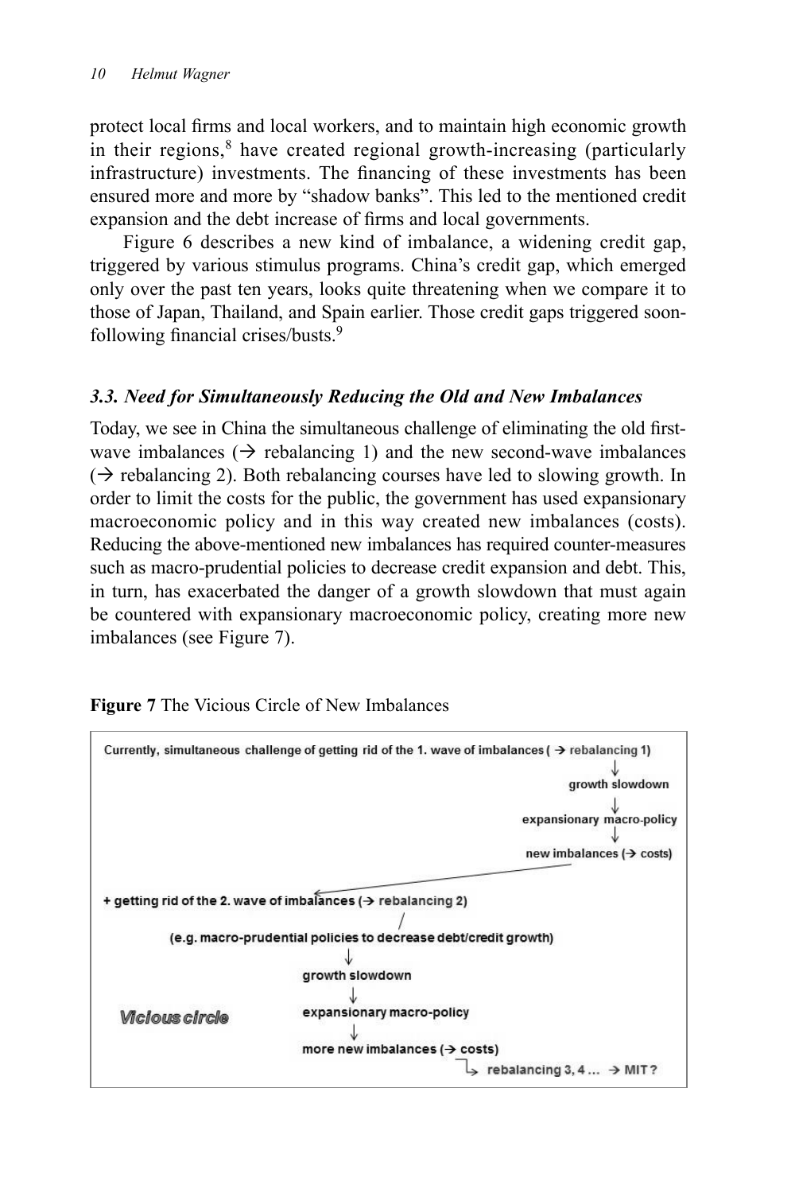protect local firms and local workers, and to maintain high economic growth in their regions,[8] have created regional growth-increasing (particularly infrastructure) investments. The financing of these investments has been ensured more and more by "shadow banks". This led to the mentioned credit expansion and the debt increase of firms and local governments.

Figure 6 describes a new kind of imbalance, a widening credit gap, triggered by various stimulus programs. China's credit gap, which emerged only over the past ten years, looks quite threatening when we compare it to those of Japan, Thailand, and Spain earlier. Those credit gaps triggered soon-following financial crises/busts.[9]

### *3.3. Need for Simultaneously Reducing the Old and New Imbalances*

Today, we see in China the simultaneous challenge of eliminating the old first-wave imbalances (→ rebalancing 1) and the new second-wave imbalances (→ rebalancing 2). Both rebalancing courses have led to slowing growth. In order to limit the costs for the public, the government has used expansionary macroeconomic policy and in this way created new imbalances (costs). Reducing the above-mentioned new imbalances has required counter-measures such as macro-prudential policies to decrease credit expansion and debt. This, in turn, has exacerbated the danger of a growth slowdown that must again be countered with expansionary macroeconomic policy, creating more new imbalances (see Figure 7).

**Figure 7** The Vicious Circle of New Imbalances

Currently, simultaneous challenge of getting rid of the 1. wave of imbalances ( → rebalancing 1)

↓

growth slowdown

↓

expansionary macro-policy

↓

new imbalances (→ costs)

+ getting rid of the 2. wave of imbalances (→ rebalancing 2)

(e.g. macro-prudential policies to decrease debt/credit growth)

↓

growth slowdown

↓

expansionary macro-policy

↓

more new imbalances (→ costs)

→ rebalancing 3, 4 ... → MIT ?

Vicious circle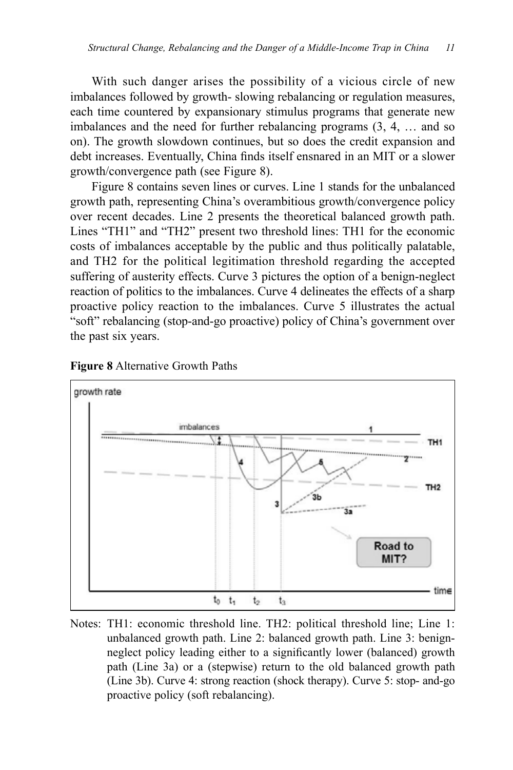With such danger arises the possibility of a vicious circle of new imbalances followed by growth- slowing rebalancing or regulation measures, each time countered by expansionary stimulus programs that generate new imbalances and the need for further rebalancing programs (3, 4, … and so on). The growth slowdown continues, but so does the credit expansion and debt increases. Eventually, China finds itself ensnared in an MIT or a slower growth/convergence path (see Figure 8).

Figure 8 contains seven lines or curves. Line 1 stands for the unbalanced growth path, representing China's overambitious growth/convergence policy over recent decades. Line 2 presents the theoretical balanced growth path. Lines "TH1" and "TH2" present two threshold lines: TH1 for the economic costs of imbalances acceptable by the public and thus politically palatable, and TH2 for the political legitimation threshold regarding the accepted suffering of austerity effects. Curve 3 pictures the option of a benign-neglect reaction of politics to the imbalances. Curve 4 delineates the effects of a sharp proactive policy reaction to the imbalances. Curve 5 illustrates the actual "soft" rebalancing (stop-and-go proactive) policy of China's government over the past six years.

**Figure 8** Alternative Growth Paths

Notes: TH1: economic threshold line. TH2: political threshold line; Line 1: unbalanced growth path. Line 2: balanced growth path. Line 3: benign-neglect policy leading either to a significantly lower (balanced) growth path (Line 3a) or a (stepwise) return to the old balanced growth path (Line 3b). Curve 4: strong reaction (shock therapy). Curve 5: stop- and-go proactive policy (soft rebalancing).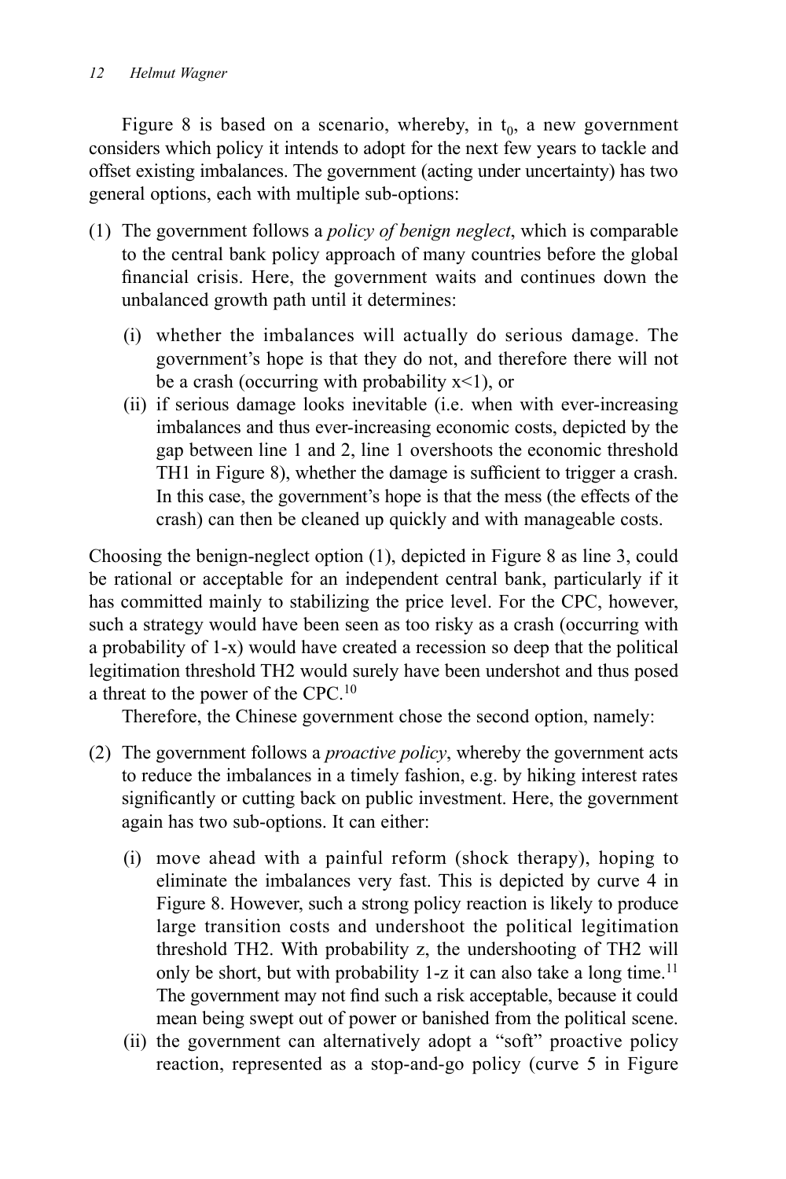Figure 8 is based on a scenario, whereby, in $t_0$, a new government considers which policy it intends to adopt for the next few years to tackle and offset existing imbalances. The government (acting under uncertainty) has two general options, each with multiple sub-options:

(1) The government follows a *policy of benign neglect*, which is comparable to the central bank policy approach of many countries before the global financial crisis. Here, the government waits and continues down the unbalanced growth path until it determines:

   (i) whether the imbalances will actually do serious damage. The government's hope is that they do not, and therefore there will not be a crash (occurring with probability $x<1$), or

   (ii) if serious damage looks inevitable (i.e. when with ever-increasing imbalances and thus ever-increasing economic costs, depicted by the gap between line 1 and 2, line 1 overshoots the economic threshold TH1 in Figure 8), whether the damage is sufficient to trigger a crash. In this case, the government's hope is that the mess (the effects of the crash) can then be cleaned up quickly and with manageable costs.

Choosing the benign-neglect option (1), depicted in Figure 8 as line 3, could be rational or acceptable for an independent central bank, particularly if it has committed mainly to stabilizing the price level. For the CPC, however, such a strategy would have been seen as too risky as a crash (occurring with a probability of 1-x) would have created a recession so deep that the political legitimation threshold TH2 would surely have been undershot and thus posed a threat to the power of the CPC.[10]

Therefore, the Chinese government chose the second option, namely:

(2) The government follows a *proactive policy*, whereby the government acts to reduce the imbalances in a timely fashion, e.g. by hiking interest rates significantly or cutting back on public investment. Here, the government again has two sub-options. It can either:

   (i) move ahead with a painful reform (shock therapy), hoping to eliminate the imbalances very fast. This is depicted by curve 4 in Figure 8. However, such a strong policy reaction is likely to produce large transition costs and undershoot the political legitimation threshold TH2. With probability z, the undershooting of TH2 will only be short, but with probability 1-z it can also take a long time.[11] The government may not find such a risk acceptable, because it could mean being swept out of power or banished from the political scene.

   (ii) the government can alternatively adopt a "soft" proactive policy reaction, represented as a stop-and-go policy (curve 5 in Figure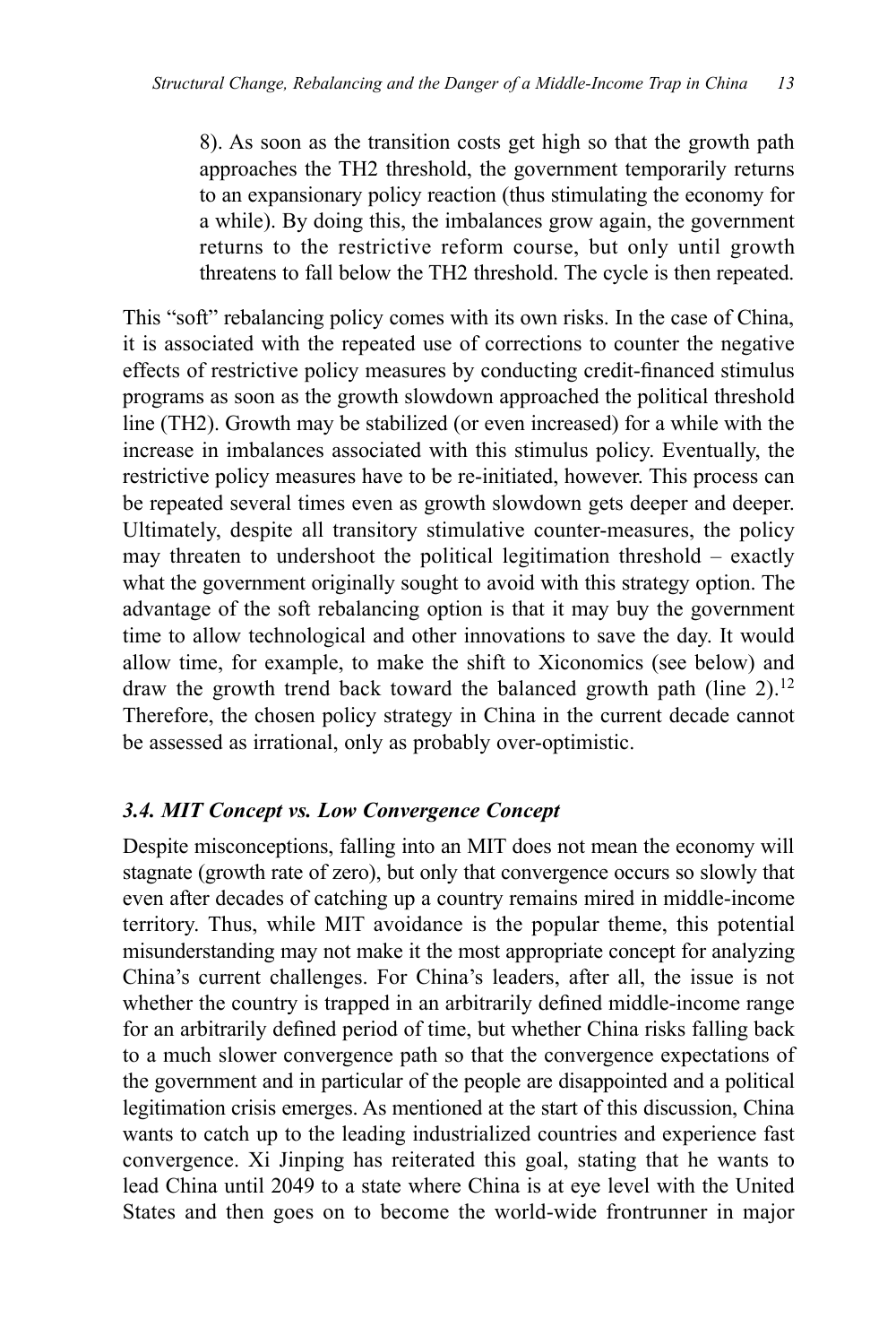8). As soon as the transition costs get high so that the growth path approaches the TH2 threshold, the government temporarily returns to an expansionary policy reaction (thus stimulating the economy for a while). By doing this, the imbalances grow again, the government returns to the restrictive reform course, but only until growth threatens to fall below the TH2 threshold. The cycle is then repeated.

This "soft" rebalancing policy comes with its own risks. In the case of China, it is associated with the repeated use of corrections to counter the negative effects of restrictive policy measures by conducting credit-financed stimulus programs as soon as the growth slowdown approached the political threshold line (TH2). Growth may be stabilized (or even increased) for a while with the increase in imbalances associated with this stimulus policy. Eventually, the restrictive policy measures have to be re-initiated, however. This process can be repeated several times even as growth slowdown gets deeper and deeper. Ultimately, despite all transitory stimulative counter-measures, the policy may threaten to undershoot the political legitimation threshold – exactly what the government originally sought to avoid with this strategy option. The advantage of the soft rebalancing option is that it may buy the government time to allow technological and other innovations to save the day. It would allow time, for example, to make the shift to Xiconomics (see below) and draw the growth trend back toward the balanced growth path (line 2).[12] Therefore, the chosen policy strategy in China in the current decade cannot be assessed as irrational, only as probably over-optimistic.

### *3.4. MIT Concept vs. Low Convergence Concept*

Despite misconceptions, falling into an MIT does not mean the economy will stagnate (growth rate of zero), but only that convergence occurs so slowly that even after decades of catching up a country remains mired in middle-income territory. Thus, while MIT avoidance is the popular theme, this potential misunderstanding may not make it the most appropriate concept for analyzing China's current challenges. For China's leaders, after all, the issue is not whether the country is trapped in an arbitrarily defined middle-income range for an arbitrarily defined period of time, but whether China risks falling back to a much slower convergence path so that the convergence expectations of the government and in particular of the people are disappointed and a political legitimation crisis emerges. As mentioned at the start of this discussion, China wants to catch up to the leading industrialized countries and experience fast convergence. Xi Jinping has reiterated this goal, stating that he wants to lead China until 2049 to a state where China is at eye level with the United States and then goes on to become the world-wide frontrunner in major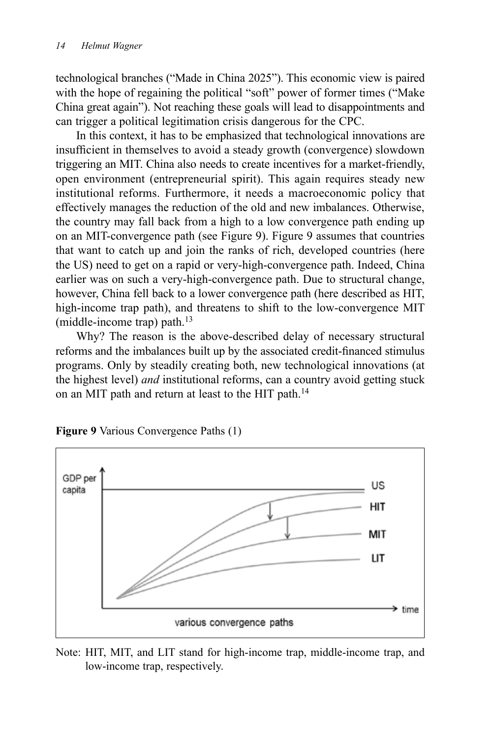technological branches (“Made in China 2025”). This economic view is paired with the hope of regaining the political “soft” power of former times (“Make China great again”). Not reaching these goals will lead to disappointments and can trigger a political legitimation crisis dangerous for the CPC.

In this context, it has to be emphasized that technological innovations are insufficient in themselves to avoid a steady growth (convergence) slowdown triggering an MIT. China also needs to create incentives for a market-friendly, open environment (entrepreneurial spirit). This again requires steady new institutional reforms. Furthermore, it needs a macroeconomic policy that effectively manages the reduction of the old and new imbalances. Otherwise, the country may fall back from a high to a low convergence path ending up on an MIT-convergence path (see Figure 9). Figure 9 assumes that countries that want to catch up and join the ranks of rich, developed countries (here the US) need to get on a rapid or very-high-convergence path. Indeed, China earlier was on such a very-high-convergence path. Due to structural change, however, China fell back to a lower convergence path (here described as HIT, high-income trap path), and threatens to shift to the low-convergence MIT (middle-income trap) path.[13]

Why? The reason is the above-described delay of necessary structural reforms and the imbalances built up by the associated credit-financed stimulus programs. Only by steadily creating both, new technological innovations (at the highest level) *and* institutional reforms, can a country avoid getting stuck on an MIT path and return at least to the HIT path.[14]

**Figure 9** Various Convergence Paths (1)

GDP per capita

US

HIT

MIT

LIT

time

various convergence paths

Note: HIT, MIT, and LIT stand for high-income trap, middle-income trap, and low-income trap, respectively.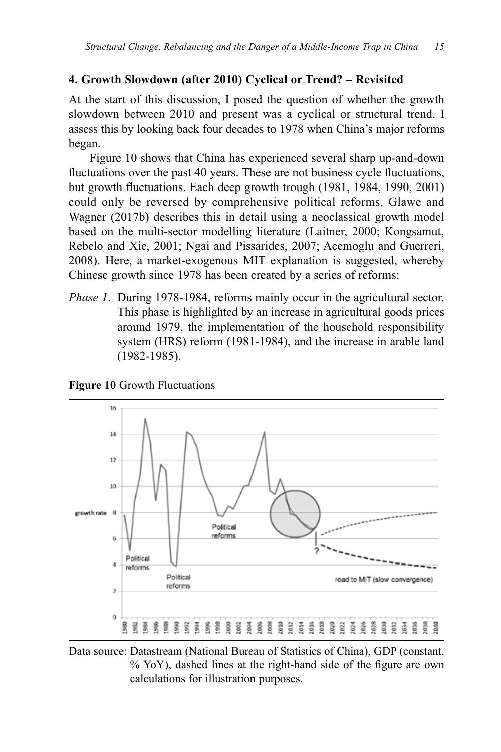## 4. Growth Slowdown (after 2010) Cyclical or Trend? – Revisited

At the start of this discussion, I posed the question of whether the growth slowdown between 2010 and present was a cyclical or structural trend. I assess this by looking back four decades to 1978 when China's major reforms began.

Figure 10 shows that China has experienced several sharp up-and-down fluctuations over the past 40 years. These are not business cycle fluctuations, but growth fluctuations. Each deep growth trough (1981, 1984, 1990, 2001) could only be reversed by comprehensive political reforms. Glawe and Wagner (2017b) describes this in detail using a neoclassical growth model based on the multi-sector modelling literature (Laitner, 2000; Kongsamut, Rebelo and Xie, 2001; Ngai and Pissarides, 2007; Acemoglu and Guerreri, 2008). Here, a market-exogenous MIT explanation is suggested, whereby Chinese growth since 1978 has been created by a series of reforms:

*Phase 1*. During 1978-1984, reforms mainly occur in the agricultural sector. This phase is highlighted by an increase in agricultural goods prices around 1979, the implementation of the household responsibility system (HRS) reform (1981-1984), and the increase in arable land (1982-1985).

**Figure 10** Growth Fluctuations

growth rate

0
2
4
6
8
10
12
14
16

1980 1982 1984 1986 1988 1990 1992 1994 1996 1998 2000 2002 2004 2006 2008 2010 2012 2014 2016 2018 2020 2022 2024 2026 2028 2030 2032 2034 2036 2038 2040

Political reforms

Political reforms

Political reforms

?

road to MIT (slow convergence)

Data source: Datastream (National Bureau of Statistics of China), GDP (constant, % YoY), dashed lines at the right-hand side of the figure are own calculations for illustration purposes.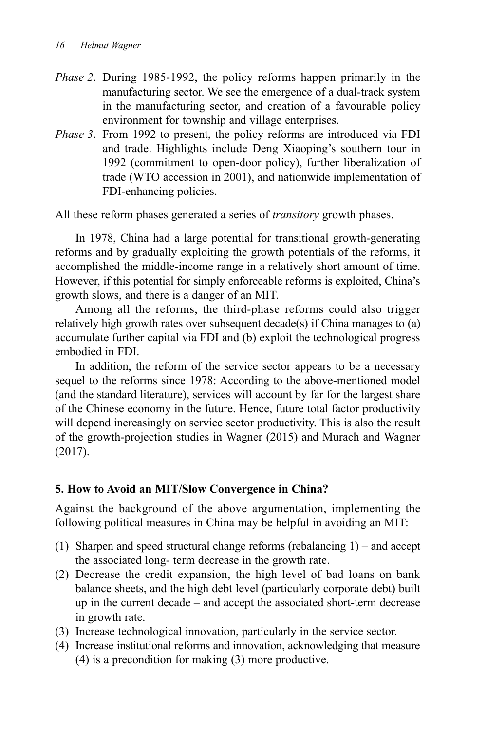*Phase 2*. During 1985-1992, the policy reforms happen primarily in the manufacturing sector. We see the emergence of a dual-track system in the manufacturing sector, and creation of a favourable policy environment for township and village enterprises.

*Phase 3*. From 1992 to present, the policy reforms are introduced via FDI and trade. Highlights include Deng Xiaoping's southern tour in 1992 (commitment to open-door policy), further liberalization of trade (WTO accession in 2001), and nationwide implementation of FDI-enhancing policies.

All these reform phases generated a series of *transitory* growth phases.

In 1978, China had a large potential for transitional growth-generating reforms and by gradually exploiting the growth potentials of the reforms, it accomplished the middle-income range in a relatively short amount of time. However, if this potential for simply enforceable reforms is exploited, China's growth slows, and there is a danger of an MIT.

Among all the reforms, the third-phase reforms could also trigger relatively high growth rates over subsequent decade(s) if China manages to (a) accumulate further capital via FDI and (b) exploit the technological progress embodied in FDI.

In addition, the reform of the service sector appears to be a necessary sequel to the reforms since 1978: According to the above-mentioned model (and the standard literature), services will account by far for the largest share of the Chinese economy in the future. Hence, future total factor productivity will depend increasingly on service sector productivity. This is also the result of the growth-projection studies in Wagner (2015) and Murach and Wagner (2017).

## 5. How to Avoid an MIT/Slow Convergence in China?

Against the background of the above argumentation, implementing the following political measures in China may be helpful in avoiding an MIT:

(1) Sharpen and speed structural change reforms (rebalancing 1) – and accept the associated long- term decrease in the growth rate.
(2) Decrease the credit expansion, the high level of bad loans on bank balance sheets, and the high debt level (particularly corporate debt) built up in the current decade – and accept the associated short-term decrease in growth rate.
(3) Increase technological innovation, particularly in the service sector.
(4) Increase institutional reforms and innovation, acknowledging that measure (4) is a precondition for making (3) more productive.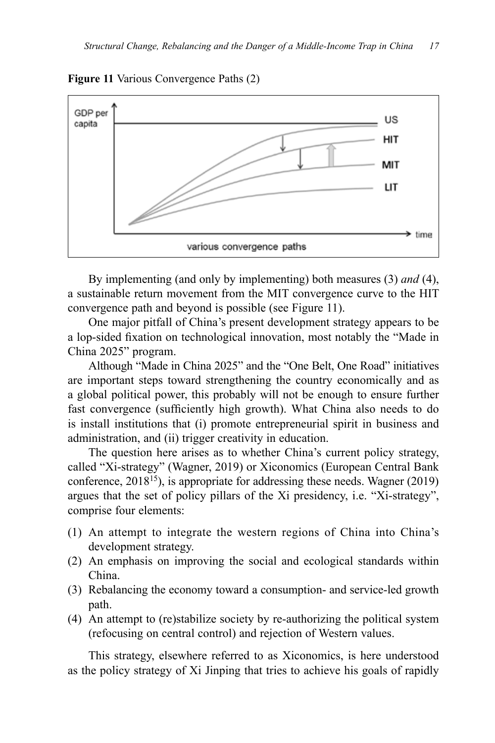**Figure 11** Various Convergence Paths (2)

GDP per capita

US

HIT

MIT

LIT

time

various convergence paths

By implementing (and only by implementing) both measures (3) *and* (4), a sustainable return movement from the MIT convergence curve to the HIT convergence path and beyond is possible (see Figure 11).

One major pitfall of China's present development strategy appears to be a lop-sided fixation on technological innovation, most notably the "Made in China 2025" program.

Although "Made in China 2025" and the "One Belt, One Road" initiatives are important steps toward strengthening the country economically and as a global political power, this probably will not be enough to ensure further fast convergence (sufficiently high growth). What China also needs to do is install institutions that (i) promote entrepreneurial spirit in business and administration, and (ii) trigger creativity in education.

The question here arises as to whether China's current policy strategy, called "Xi-strategy" (Wagner, 2019) or Xiconomics (European Central Bank conference, 2018[15]), is appropriate for addressing these needs. Wagner (2019) argues that the set of policy pillars of the Xi presidency, i.e. "Xi-strategy", comprise four elements:

(1) An attempt to integrate the western regions of China into China's development strategy.
(2) An emphasis on improving the social and ecological standards within China.
(3) Rebalancing the economy toward a consumption- and service-led growth path.
(4) An attempt to (re)stabilize society by re-authorizing the political system (refocusing on central control) and rejection of Western values.

This strategy, elsewhere referred to as Xiconomics, is here understood as the policy strategy of Xi Jinping that tries to achieve his goals of rapidly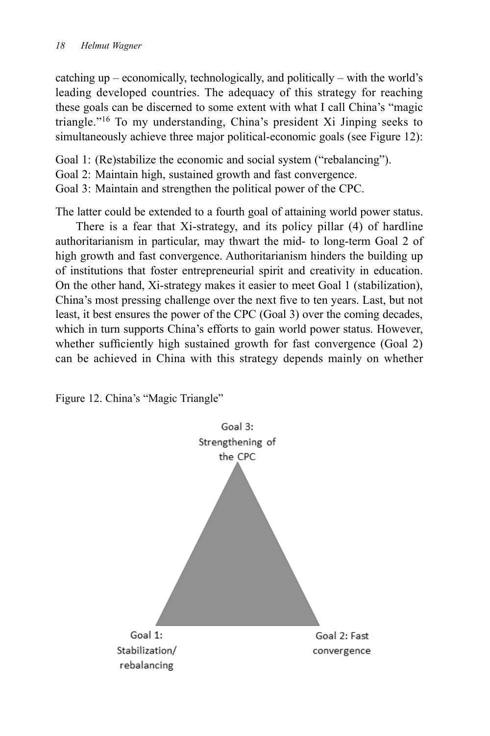catching up – economically, technologically, and politically – with the world's leading developed countries. The adequacy of this strategy for reaching these goals can be discerned to some extent with what I call China's "magic triangle."[16] To my understanding, China's president Xi Jinping seeks to simultaneously achieve three major political-economic goals (see Figure 12):

Goal 1: (Re)stabilize the economic and social system ("rebalancing").
Goal 2: Maintain high, sustained growth and fast convergence.
Goal 3: Maintain and strengthen the political power of the CPC.

The latter could be extended to a fourth goal of attaining world power status.

There is a fear that Xi-strategy, and its policy pillar (4) of hardline authoritarianism in particular, may thwart the mid- to long-term Goal 2 of high growth and fast convergence. Authoritarianism hinders the building up of institutions that foster entrepreneurial spirit and creativity in education. On the other hand, Xi-strategy makes it easier to meet Goal 1 (stabilization), China's most pressing challenge over the next five to ten years. Last, but not least, it best ensures the power of the CPC (Goal 3) over the coming decades, which in turn supports China's efforts to gain world power status. However, whether sufficiently high sustained growth for fast convergence (Goal 2) can be achieved in China with this strategy depends mainly on whether

Figure 12. China's "Magic Triangle"

Goal 3: Strengthening of the CPC

Goal 1: Stabilization/ rebalancing

Goal 2: Fast convergence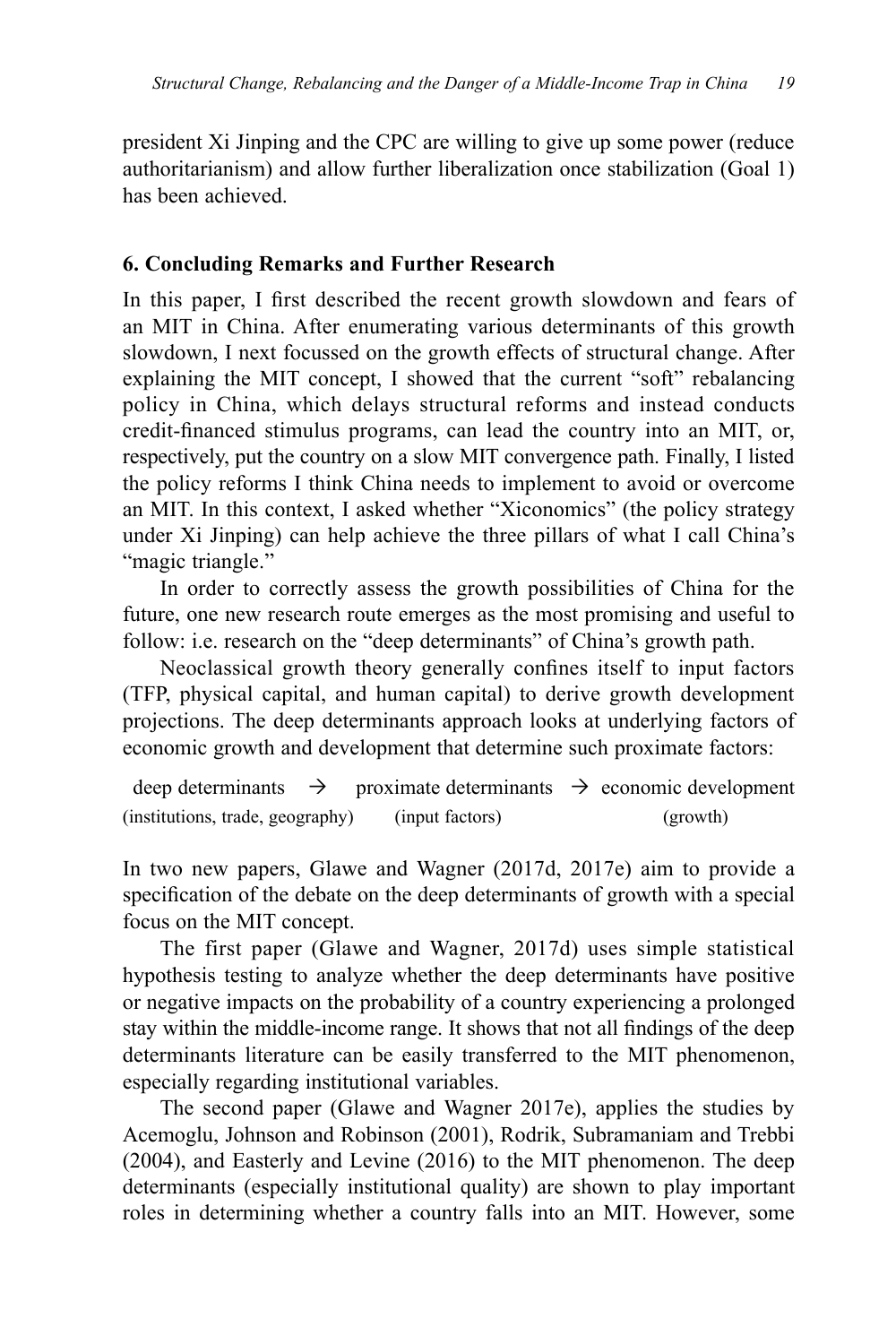president Xi Jinping and the CPC are willing to give up some power (reduce authoritarianism) and allow further liberalization once stabilization (Goal 1) has been achieved.

**6. Concluding Remarks and Further Research**

In this paper, I first described the recent growth slowdown and fears of an MIT in China. After enumerating various determinants of this growth slowdown, I next focussed on the growth effects of structural change. After explaining the MIT concept, I showed that the current "soft" rebalancing policy in China, which delays structural reforms and instead conducts credit-financed stimulus programs, can lead the country into an MIT, or, respectively, put the country on a slow MIT convergence path. Finally, I listed the policy reforms I think China needs to implement to avoid or overcome an MIT. In this context, I asked whether "Xiconomics" (the policy strategy under Xi Jinping) can help achieve the three pillars of what I call China's "magic triangle."

In order to correctly assess the growth possibilities of China for the future, one new research route emerges as the most promising and useful to follow: i.e. research on the "deep determinants" of China's growth path.

Neoclassical growth theory generally confines itself to input factors (TFP, physical capital, and human capital) to derive growth development projections. The deep determinants approach looks at underlying factors of economic growth and development that determine such proximate factors:

deep determinants → proximate determinants → economic development
(institutions, trade, geography) (input factors) (growth)

In two new papers, Glawe and Wagner (2017d, 2017e) aim to provide a specification of the debate on the deep determinants of growth with a special focus on the MIT concept.

The first paper (Glawe and Wagner, 2017d) uses simple statistical hypothesis testing to analyze whether the deep determinants have positive or negative impacts on the probability of a country experiencing a prolonged stay within the middle-income range. It shows that not all findings of the deep determinants literature can be easily transferred to the MIT phenomenon, especially regarding institutional variables.

The second paper (Glawe and Wagner 2017e), applies the studies by Acemoglu, Johnson and Robinson (2001), Rodrik, Subramaniam and Trebbi (2004), and Easterly and Levine (2016) to the MIT phenomenon. The deep determinants (especially institutional quality) are shown to play important roles in determining whether a country falls into an MIT. However, some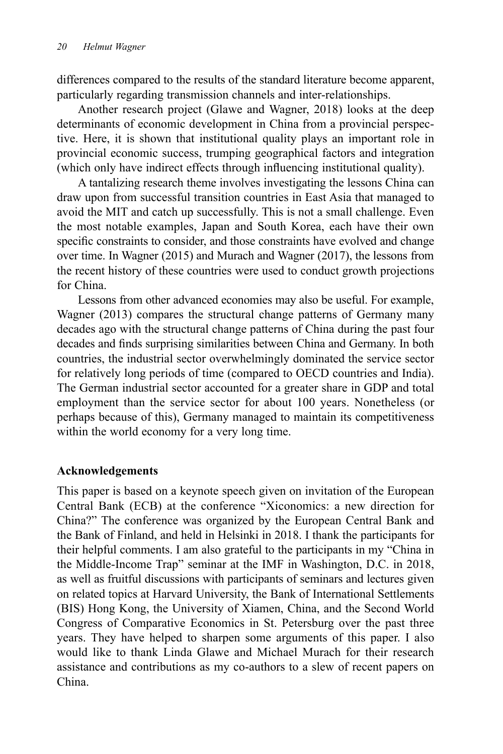differences compared to the results of the standard literature become apparent, particularly regarding transmission channels and inter-relationships.

Another research project (Glawe and Wagner, 2018) looks at the deep determinants of economic development in China from a provincial perspective. Here, it is shown that institutional quality plays an important role in provincial economic success, trumping geographical factors and integration (which only have indirect effects through influencing institutional quality).

A tantalizing research theme involves investigating the lessons China can draw upon from successful transition countries in East Asia that managed to avoid the MIT and catch up successfully. This is not a small challenge. Even the most notable examples, Japan and South Korea, each have their own specific constraints to consider, and those constraints have evolved and change over time. In Wagner (2015) and Murach and Wagner (2017), the lessons from the recent history of these countries were used to conduct growth projections for China.

Lessons from other advanced economies may also be useful. For example, Wagner (2013) compares the structural change patterns of Germany many decades ago with the structural change patterns of China during the past four decades and finds surprising similarities between China and Germany. In both countries, the industrial sector overwhelmingly dominated the service sector for relatively long periods of time (compared to OECD countries and India). The German industrial sector accounted for a greater share in GDP and total employment than the service sector for about 100 years. Nonetheless (or perhaps because of this), Germany managed to maintain its competitiveness within the world economy for a very long time.

## Acknowledgements

This paper is based on a keynote speech given on invitation of the European Central Bank (ECB) at the conference "Xiconomics: a new direction for China?" The conference was organized by the European Central Bank and the Bank of Finland, and held in Helsinki in 2018. I thank the participants for their helpful comments. I am also grateful to the participants in my "China in the Middle-Income Trap" seminar at the IMF in Washington, D.C. in 2018, as well as fruitful discussions with participants of seminars and lectures given on related topics at Harvard University, the Bank of International Settlements (BIS) Hong Kong, the University of Xiamen, China, and the Second World Congress of Comparative Economics in St. Petersburg over the past three years. They have helped to sharpen some arguments of this paper. I also would like to thank Linda Glawe and Michael Murach for their research assistance and contributions as my co-authors to a slew of recent papers on China.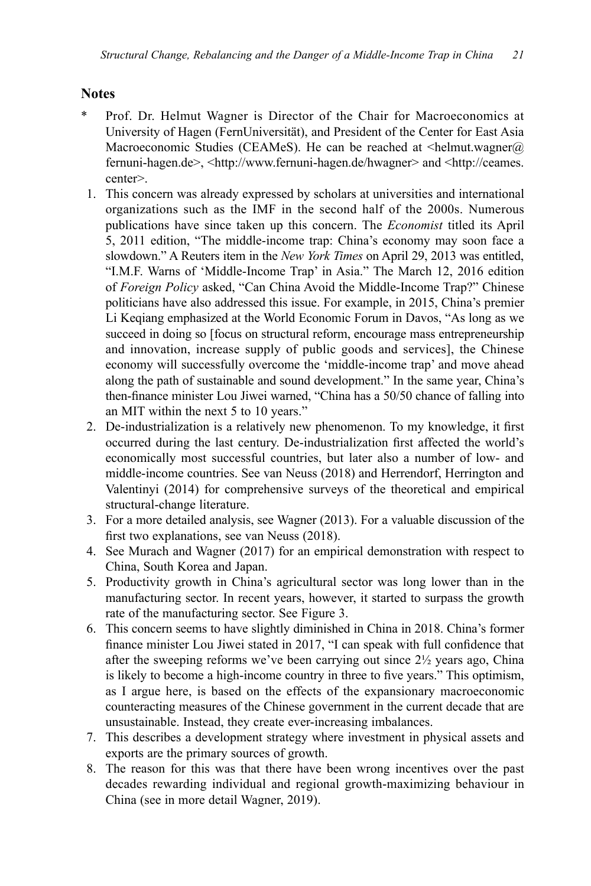## Notes

\* Prof. Dr. Helmut Wagner is Director of the Chair for Macroeconomics at University of Hagen (FernUniversität), and President of the Center for East Asia Macroeconomic Studies (CEAMeS). He can be reached at <helmut.wagner@fernuni-hagen.de>, <http://www.fernuni-hagen.de/hwagner> and <http://ceames.center>.

1. This concern was already expressed by scholars at universities and international organizations such as the IMF in the second half of the 2000s. Numerous publications have since taken up this concern. The *Economist* titled its April 5, 2011 edition, "The middle-income trap: China's economy may soon face a slowdown." A Reuters item in the *New York Times* on April 29, 2013 was entitled, "I.M.F. Warns of 'Middle-Income Trap' in Asia." The March 12, 2016 edition of *Foreign Policy* asked, "Can China Avoid the Middle-Income Trap?" Chinese politicians have also addressed this issue. For example, in 2015, China's premier Li Keqiang emphasized at the World Economic Forum in Davos, "As long as we succeed in doing so [focus on structural reform, encourage mass entrepreneurship and innovation, increase supply of public goods and services], the Chinese economy will successfully overcome the 'middle-income trap' and move ahead along the path of sustainable and sound development." In the same year, China's then-finance minister Lou Jiwei warned, "China has a 50/50 chance of falling into an MIT within the next 5 to 10 years."
2. De-industrialization is a relatively new phenomenon. To my knowledge, it first occurred during the last century. De-industrialization first affected the world's economically most successful countries, but later also a number of low- and middle-income countries. See van Neuss (2018) and Herrendorf, Herrington and Valentinyi (2014) for comprehensive surveys of the theoretical and empirical structural-change literature.
3. For a more detailed analysis, see Wagner (2013). For a valuable discussion of the first two explanations, see van Neuss (2018).
4. See Murach and Wagner (2017) for an empirical demonstration with respect to China, South Korea and Japan.
5. Productivity growth in China's agricultural sector was long lower than in the manufacturing sector. In recent years, however, it started to surpass the growth rate of the manufacturing sector. See Figure 3.
6. This concern seems to have slightly diminished in China in 2018. China's former finance minister Lou Jiwei stated in 2017, "I can speak with full confidence that after the sweeping reforms we've been carrying out since 2½ years ago, China is likely to become a high-income country in three to five years." This optimism, as I argue here, is based on the effects of the expansionary macroeconomic counteracting measures of the Chinese government in the current decade that are unsustainable. Instead, they create ever-increasing imbalances.
7. This describes a development strategy where investment in physical assets and exports are the primary sources of growth.
8. The reason for this was that there have been wrong incentives over the past decades rewarding individual and regional growth-maximizing behaviour in China (see in more detail Wagner, 2019).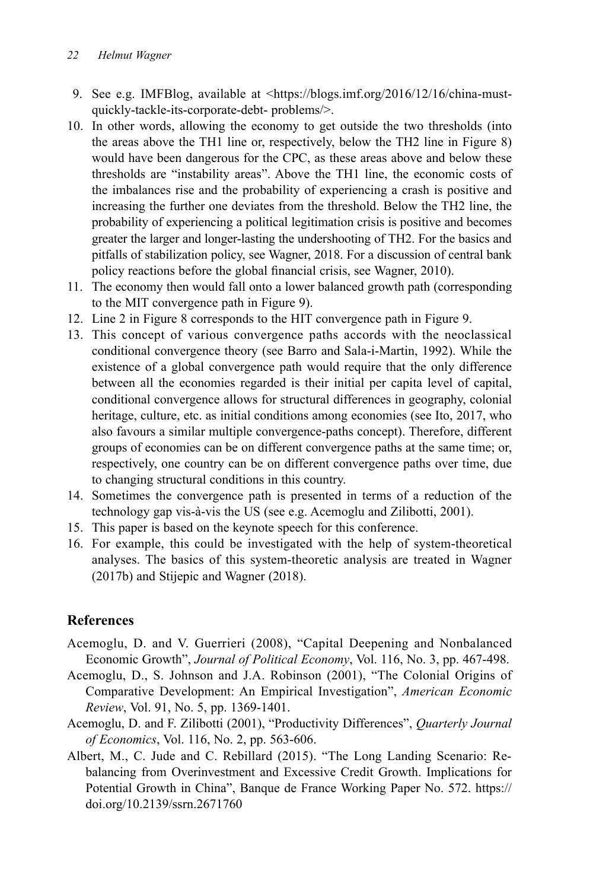9. See e.g. IMFBlog, available at <https://blogs.imf.org/2016/12/16/china-must-quickly-tackle-its-corporate-debt- problems/>.
10. In other words, allowing the economy to get outside the two thresholds (into the areas above the TH1 line or, respectively, below the TH2 line in Figure 8) would have been dangerous for the CPC, as these areas above and below these thresholds are "instability areas". Above the TH1 line, the economic costs of the imbalances rise and the probability of experiencing a crash is positive and increasing the further one deviates from the threshold. Below the TH2 line, the probability of experiencing a political legitimation crisis is positive and becomes greater the larger and longer-lasting the undershooting of TH2. For the basics and pitfalls of stabilization policy, see Wagner, 2018. For a discussion of central bank policy reactions before the global financial crisis, see Wagner, 2010).
11. The economy then would fall onto a lower balanced growth path (corresponding to the MIT convergence path in Figure 9).
12. Line 2 in Figure 8 corresponds to the HIT convergence path in Figure 9.
13. This concept of various convergence paths accords with the neoclassical conditional convergence theory (see Barro and Sala-i-Martin, 1992). While the existence of a global convergence path would require that the only difference between all the economies regarded is their initial per capita level of capital, conditional convergence allows for structural differences in geography, colonial heritage, culture, etc. as initial conditions among economies (see Ito, 2017, who also favours a similar multiple convergence-paths concept). Therefore, different groups of economies can be on different convergence paths at the same time; or, respectively, one country can be on different convergence paths over time, due to changing structural conditions in this country.
14. Sometimes the convergence path is presented in terms of a reduction of the technology gap vis-à-vis the US (see e.g. Acemoglu and Zilibotti, 2001).
15. This paper is based on the keynote speech for this conference.
16. For example, this could be investigated with the help of system-theoretical analyses. The basics of this system-theoretic analysis are treated in Wagner (2017b) and Stijepic and Wagner (2018).

## References

Acemoglu, D. and V. Guerrieri (2008), "Capital Deepening and Nonbalanced Economic Growth", *Journal of Political Economy*, Vol. 116, No. 3, pp. 467-498.

Acemoglu, D., S. Johnson and J.A. Robinson (2001), "The Colonial Origins of Comparative Development: An Empirical Investigation", *American Economic Review*, Vol. 91, No. 5, pp. 1369-1401.

Acemoglu, D. and F. Zilibotti (2001), "Productivity Differences", *Quarterly Journal of Economics*, Vol. 116, No. 2, pp. 563-606.

Albert, M., C. Jude and C. Rebillard (2015). "The Long Landing Scenario: Re-balancing from Overinvestment and Excessive Credit Growth. Implications for Potential Growth in China", Banque de France Working Paper No. 572. https://doi.org/10.2139/ssrn.2671760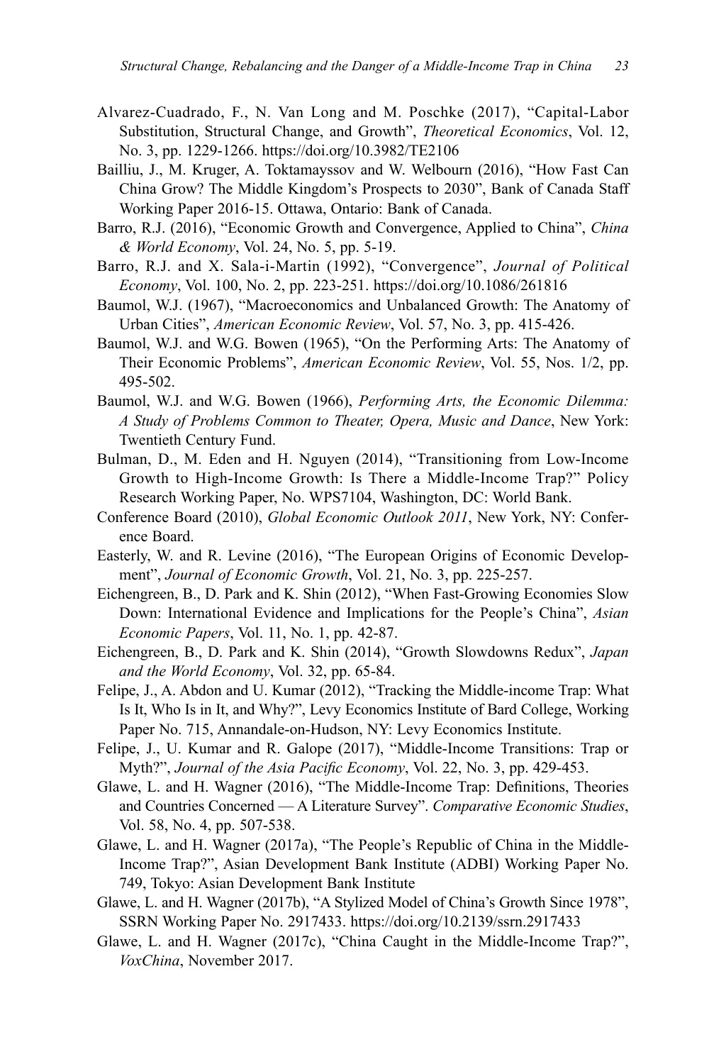Alvarez-Cuadrado, F., N. Van Long and M. Poschke (2017), "Capital-Labor Substitution, Structural Change, and Growth", *Theoretical Economics*, Vol. 12, No. 3, pp. 1229-1266. https://doi.org/10.3982/TE2106

Bailliu, J., M. Kruger, A. Toktamayssov and W. Welbourn (2016), "How Fast Can China Grow? The Middle Kingdom's Prospects to 2030", Bank of Canada Staff Working Paper 2016-15. Ottawa, Ontario: Bank of Canada.

Barro, R.J. (2016), "Economic Growth and Convergence, Applied to China", *China & World Economy*, Vol. 24, No. 5, pp. 5-19.

Barro, R.J. and X. Sala-i-Martin (1992), "Convergence", *Journal of Political Economy*, Vol. 100, No. 2, pp. 223-251. https://doi.org/10.1086/261816

Baumol, W.J. (1967), "Macroeconomics and Unbalanced Growth: The Anatomy of Urban Cities", *American Economic Review*, Vol. 57, No. 3, pp. 415-426.

Baumol, W.J. and W.G. Bowen (1965), "On the Performing Arts: The Anatomy of Their Economic Problems", *American Economic Review*, Vol. 55, Nos. 1/2, pp. 495-502.

Baumol, W.J. and W.G. Bowen (1966), *Performing Arts, the Economic Dilemma: A Study of Problems Common to Theater, Opera, Music and Dance*, New York: Twentieth Century Fund.

Bulman, D., M. Eden and H. Nguyen (2014), "Transitioning from Low-Income Growth to High-Income Growth: Is There a Middle-Income Trap?" Policy Research Working Paper, No. WPS7104, Washington, DC: World Bank.

Conference Board (2010), *Global Economic Outlook 2011*, New York, NY: Conference Board.

Easterly, W. and R. Levine (2016), "The European Origins of Economic Development", *Journal of Economic Growth*, Vol. 21, No. 3, pp. 225-257.

Eichengreen, B., D. Park and K. Shin (2012), "When Fast-Growing Economies Slow Down: International Evidence and Implications for the People's China", *Asian Economic Papers*, Vol. 11, No. 1, pp. 42-87.

Eichengreen, B., D. Park and K. Shin (2014), "Growth Slowdowns Redux", *Japan and the World Economy*, Vol. 32, pp. 65-84.

Felipe, J., A. Abdon and U. Kumar (2012), "Tracking the Middle-income Trap: What Is It, Who Is in It, and Why?", Levy Economics Institute of Bard College, Working Paper No. 715, Annandale-on-Hudson, NY: Levy Economics Institute.

Felipe, J., U. Kumar and R. Galope (2017), "Middle-Income Transitions: Trap or Myth?", *Journal of the Asia Pacific Economy*, Vol. 22, No. 3, pp. 429-453.

Glawe, L. and H. Wagner (2016), "The Middle-Income Trap: Definitions, Theories and Countries Concerned — A Literature Survey". *Comparative Economic Studies*, Vol. 58, No. 4, pp. 507-538.

Glawe, L. and H. Wagner (2017a), "The People's Republic of China in the Middle-Income Trap?", Asian Development Bank Institute (ADBI) Working Paper No. 749, Tokyo: Asian Development Bank Institute

Glawe, L. and H. Wagner (2017b), "A Stylized Model of China's Growth Since 1978", SSRN Working Paper No. 2917433. https://doi.org/10.2139/ssrn.2917433

Glawe, L. and H. Wagner (2017c), "China Caught in the Middle-Income Trap?", *VoxChina*, November 2017.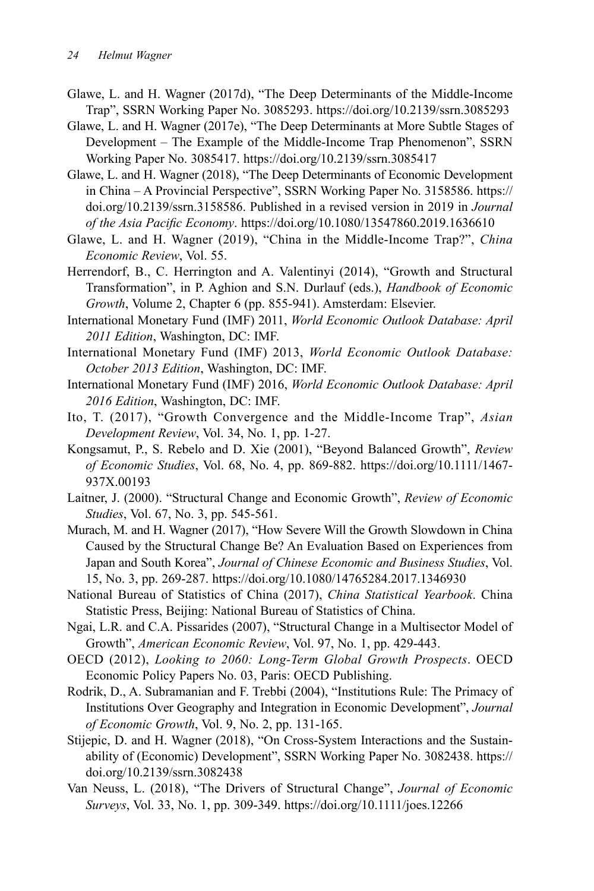Glawe, L. and H. Wagner (2017d), "The Deep Determinants of the Middle-Income Trap", SSRN Working Paper No. 3085293. https://doi.org/10.2139/ssrn.3085293

Glawe, L. and H. Wagner (2017e), "The Deep Determinants at More Subtle Stages of Development – The Example of the Middle-Income Trap Phenomenon", SSRN Working Paper No. 3085417. https://doi.org/10.2139/ssrn.3085417

Glawe, L. and H. Wagner (2018), "The Deep Determinants of Economic Development in China – A Provincial Perspective", SSRN Working Paper No. 3158586. https://doi.org/10.2139/ssrn.3158586. Published in a revised version in 2019 in *Journal of the Asia Pacific Economy*. https://doi.org/10.1080/13547860.2019.1636610

Glawe, L. and H. Wagner (2019), "China in the Middle-Income Trap?", *China Economic Review*, Vol. 55.

Herrendorf, B., C. Herrington and A. Valentinyi (2014), "Growth and Structural Transformation", in P. Aghion and S.N. Durlauf (eds.), *Handbook of Economic Growth*, Volume 2, Chapter 6 (pp. 855-941). Amsterdam: Elsevier.

International Monetary Fund (IMF) 2011, *World Economic Outlook Database: April 2011 Edition*, Washington, DC: IMF.

International Monetary Fund (IMF) 2013, *World Economic Outlook Database: October 2013 Edition*, Washington, DC: IMF.

International Monetary Fund (IMF) 2016, *World Economic Outlook Database: April 2016 Edition*, Washington, DC: IMF.

Ito, T. (2017), "Growth Convergence and the Middle-Income Trap", *Asian Development Review*, Vol. 34, No. 1, pp. 1-27.

Kongsamut, P., S. Rebelo and D. Xie (2001), "Beyond Balanced Growth", *Review of Economic Studies*, Vol. 68, No. 4, pp. 869-882. https://doi.org/10.1111/1467-937X.00193

Laitner, J. (2000). "Structural Change and Economic Growth", *Review of Economic Studies*, Vol. 67, No. 3, pp. 545-561.

Murach, M. and H. Wagner (2017), "How Severe Will the Growth Slowdown in China Caused by the Structural Change Be? An Evaluation Based on Experiences from Japan and South Korea", *Journal of Chinese Economic and Business Studies*, Vol. 15, No. 3, pp. 269-287. https://doi.org/10.1080/14765284.2017.1346930

National Bureau of Statistics of China (2017), *China Statistical Yearbook*. China Statistic Press, Beijing: National Bureau of Statistics of China.

Ngai, L.R. and C.A. Pissarides (2007), "Structural Change in a Multisector Model of Growth", *American Economic Review*, Vol. 97, No. 1, pp. 429-443.

OECD (2012), *Looking to 2060: Long-Term Global Growth Prospects*. OECD Economic Policy Papers No. 03, Paris: OECD Publishing.

Rodrik, D., A. Subramanian and F. Trebbi (2004), "Institutions Rule: The Primacy of Institutions Over Geography and Integration in Economic Development", *Journal of Economic Growth*, Vol. 9, No. 2, pp. 131-165.

Stijepic, D. and H. Wagner (2018), "On Cross-System Interactions and the Sustainability of (Economic) Development", SSRN Working Paper No. 3082438. https://doi.org/10.2139/ssrn.3082438

Van Neuss, L. (2018), "The Drivers of Structural Change", *Journal of Economic Surveys*, Vol. 33, No. 1, pp. 309-349. https://doi.org/10.1111/joes.12266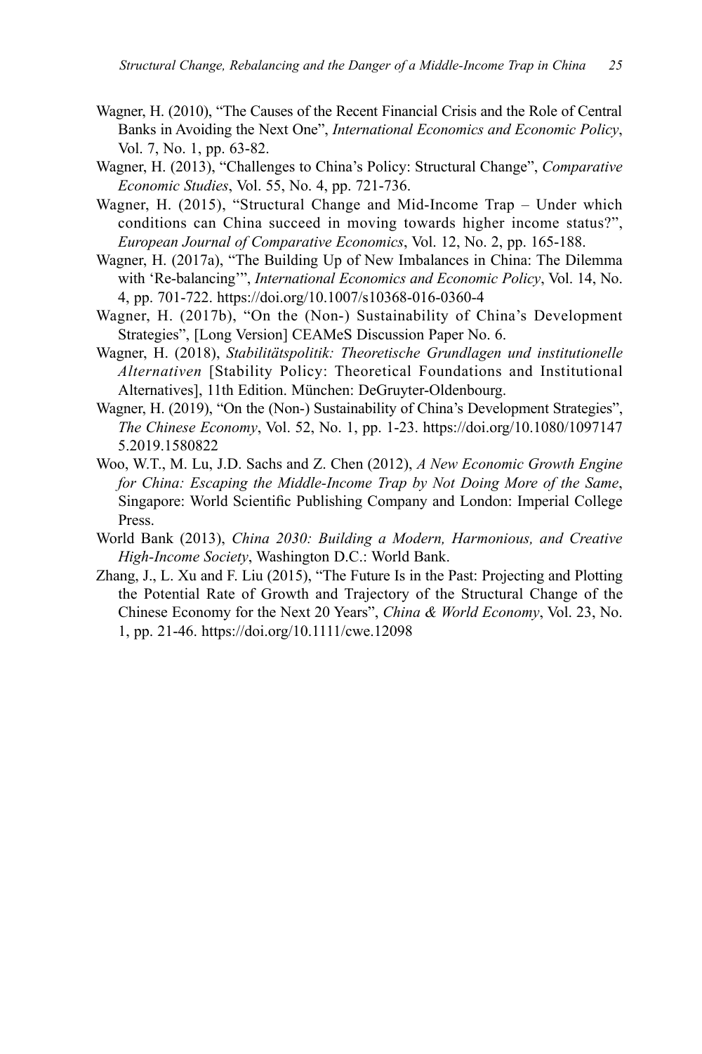Wagner, H. (2010), "The Causes of the Recent Financial Crisis and the Role of Central Banks in Avoiding the Next One", *International Economics and Economic Policy*, Vol. 7, No. 1, pp. 63-82.

Wagner, H. (2013), "Challenges to China's Policy: Structural Change", *Comparative Economic Studies*, Vol. 55, No. 4, pp. 721-736.

Wagner, H. (2015), "Structural Change and Mid-Income Trap – Under which conditions can China succeed in moving towards higher income status?", *European Journal of Comparative Economics*, Vol. 12, No. 2, pp. 165-188.

Wagner, H. (2017a), "The Building Up of New Imbalances in China: The Dilemma with 'Re-balancing'", *International Economics and Economic Policy*, Vol. 14, No. 4, pp. 701-722. https://doi.org/10.1007/s10368-016-0360-4

Wagner, H. (2017b), "On the (Non-) Sustainability of China's Development Strategies", [Long Version] CEAMeS Discussion Paper No. 6.

Wagner, H. (2018), *Stabilitätspolitik: Theoretische Grundlagen und institutionelle Alternativen* [Stability Policy: Theoretical Foundations and Institutional Alternatives], 11th Edition. München: DeGruyter-Oldenbourg.

Wagner, H. (2019), "On the (Non-) Sustainability of China's Development Strategies", *The Chinese Economy*, Vol. 52, No. 1, pp. 1-23. https://doi.org/10.1080/10971475.2019.1580822

Woo, W.T., M. Lu, J.D. Sachs and Z. Chen (2012), *A New Economic Growth Engine for China: Escaping the Middle-Income Trap by Not Doing More of the Same*, Singapore: World Scientific Publishing Company and London: Imperial College Press.

World Bank (2013), *China 2030: Building a Modern, Harmonious, and Creative High-Income Society*, Washington D.C.: World Bank.

Zhang, J., L. Xu and F. Liu (2015), "The Future Is in the Past: Projecting and Plotting the Potential Rate of Growth and Trajectory of the Structural Change of the Chinese Economy for the Next 20 Years", *China & World Economy*, Vol. 23, No. 1, pp. 21-46. https://doi.org/10.1111/cwe.12098